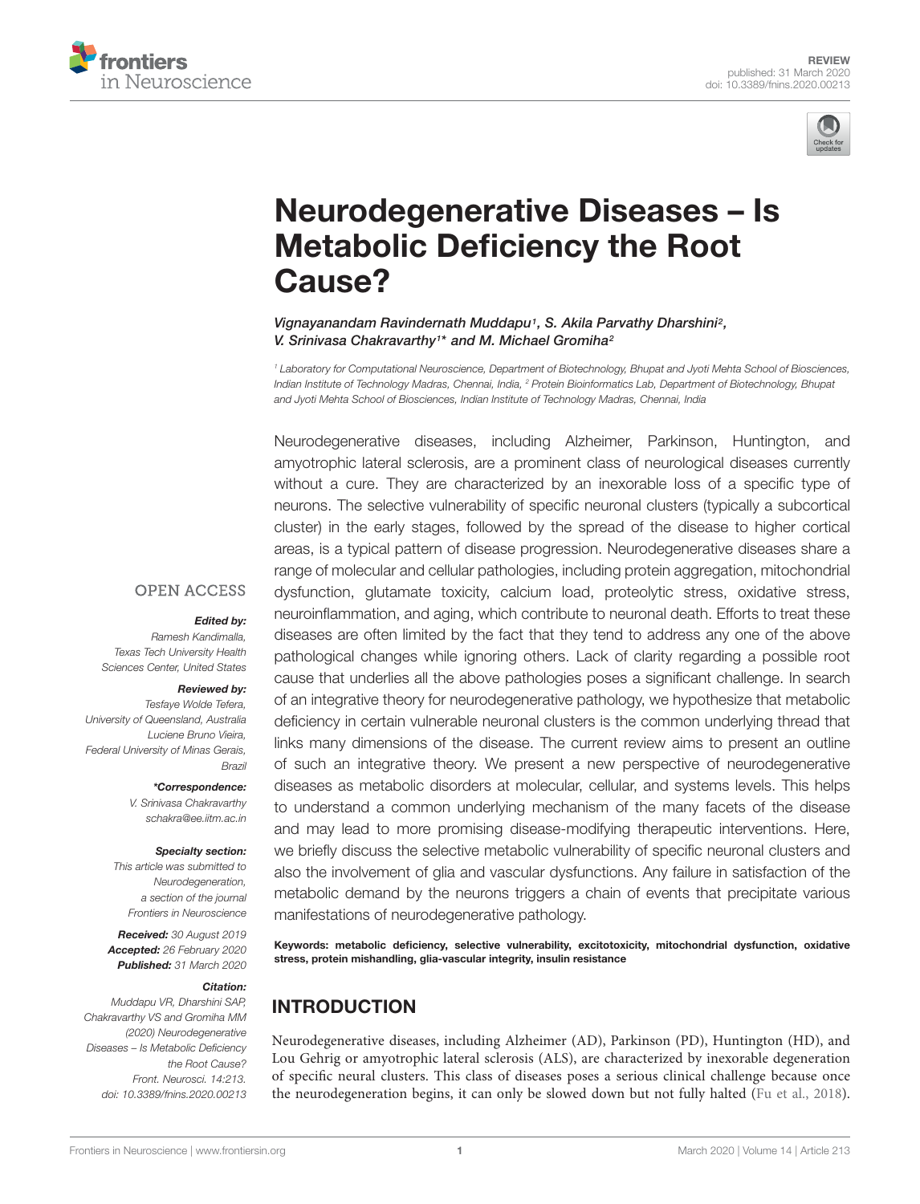REVIEW
published: 31 March 2020
doi: 10.3389/fnins.2020.00213

# Neurodegenerative Diseases – Is Metabolic Deficiency the Root Cause?

*Vignayanandam Ravindernath Muddapu[1], S. Akila Parvathy Dharshini[2], V. Srinivasa Chakravarthy[1]\* and M. Michael Gromiha[2]*

[1] Laboratory for Computational Neuroscience, Department of Biotechnology, Bhupat and Jyoti Mehta School of Biosciences, Indian Institute of Technology Madras, Chennai, India, [2] Protein Bioinformatics Lab, Department of Biotechnology, Bhupat and Jyoti Mehta School of Biosciences, Indian Institute of Technology Madras, Chennai, India

Neurodegenerative diseases, including Alzheimer, Parkinson, Huntington, and amyotrophic lateral sclerosis, are a prominent class of neurological diseases currently without a cure. They are characterized by an inexorable loss of a specific type of neurons. The selective vulnerability of specific neuronal clusters (typically a subcortical cluster) in the early stages, followed by the spread of the disease to higher cortical areas, is a typical pattern of disease progression. Neurodegenerative diseases share a range of molecular and cellular pathologies, including protein aggregation, mitochondrial dysfunction, glutamate toxicity, calcium load, proteolytic stress, oxidative stress, neuroinflammation, and aging, which contribute to neuronal death. Efforts to treat these diseases are often limited by the fact that they tend to address any one of the above pathological changes while ignoring others. Lack of clarity regarding a possible root cause that underlies all the above pathologies poses a significant challenge. In search of an integrative theory for neurodegenerative pathology, we hypothesize that metabolic deficiency in certain vulnerable neuronal clusters is the common underlying thread that links many dimensions of the disease. The current review aims to present an outline of such an integrative theory. We present a new perspective of neurodegenerative diseases as metabolic disorders at molecular, cellular, and systems levels. This helps to understand a common underlying mechanism of the many facets of the disease and may lead to more promising disease-modifying therapeutic interventions. Here, we briefly discuss the selective metabolic vulnerability of specific neuronal clusters and also the involvement of glia and vascular dysfunctions. Any failure in satisfaction of the metabolic demand by the neurons triggers a chain of events that precipitate various manifestations of neurodegenerative pathology.

**Keywords: metabolic deficiency, selective vulnerability, excitotoxicity, mitochondrial dysfunction, oxidative stress, protein mishandling, glia-vascular integrity, insulin resistance**

OPEN ACCESS

***Edited by:***
Ramesh Kandimalla,
Texas Tech University Health Sciences Center, United States

***Reviewed by:***
Tesfaye Wolde Tefera,
University of Queensland, Australia
Luciene Bruno Vieira,
Federal University of Minas Gerais, Brazil

***\*Correspondence:***
V. Srinivasa Chakravarthy
schakra@ee.iitm.ac.in

***Specialty section:***
This article was submitted to Neurodegeneration, a section of the journal Frontiers in Neuroscience

***Received:*** 30 August 2019
***Accepted:*** 26 February 2020
***Published:*** 31 March 2020

***Citation:***
Muddapu VR, Dharshini SAP, Chakravarthy VS and Gromiha MM (2020) Neurodegenerative Diseases – Is Metabolic Deficiency the Root Cause? Front. Neurosci. 14:213. doi: 10.3389/fnins.2020.00213

## INTRODUCTION

Neurodegenerative diseases, including Alzheimer (AD), Parkinson (PD), Huntington (HD), and Lou Gehrig or amyotrophic lateral sclerosis (ALS), are characterized by inexorable degeneration of specific neural clusters. This class of diseases poses a serious clinical challenge because once the neurodegeneration begins, it can only be slowed down but not fully halted (Fu et al., 2018).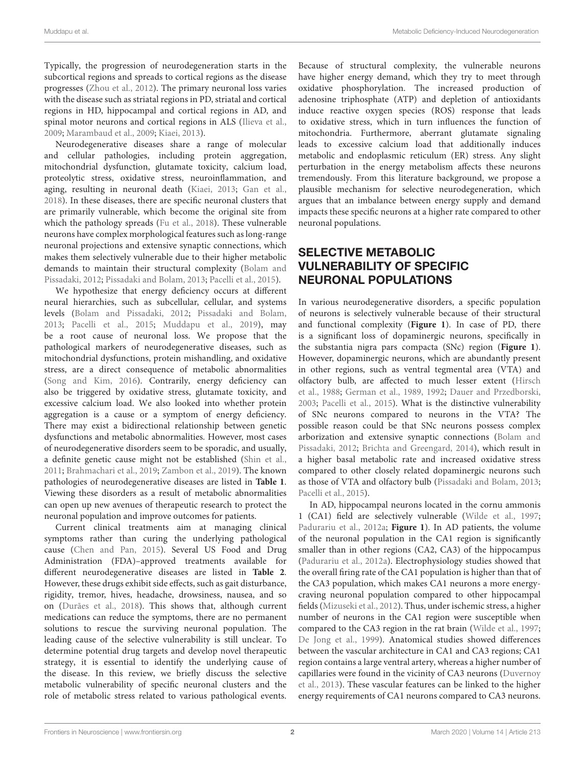Typically, the progression of neurodegeneration starts in the subcortical regions and spreads to cortical regions as the disease progresses (Zhou et al., 2012). The primary neuronal loss varies with the disease such as striatal regions in PD, striatal and cortical regions in HD, hippocampal and cortical regions in AD, and spinal motor neurons and cortical regions in ALS (Ilieva et al., 2009; Marambaud et al., 2009; Kiaei, 2013).

Neurodegenerative diseases share a range of molecular and cellular pathologies, including protein aggregation, mitochondrial dysfunction, glutamate toxicity, calcium load, proteolytic stress, oxidative stress, neuroinflammation, and aging, resulting in neuronal death (Kiaei, 2013; Gan et al., 2018). In these diseases, there are specific neuronal clusters that are primarily vulnerable, which become the original site from which the pathology spreads (Fu et al., 2018). These vulnerable neurons have complex morphological features such as long-range neuronal projections and extensive synaptic connections, which makes them selectively vulnerable due to their higher metabolic demands to maintain their structural complexity (Bolam and Pissadaki, 2012; Pissadaki and Bolam, 2013; Pacelli et al., 2015).

We hypothesize that energy deficiency occurs at different neural hierarchies, such as subcellular, cellular, and systems levels (Bolam and Pissadaki, 2012; Pissadaki and Bolam, 2013; Pacelli et al., 2015; Muddapu et al., 2019), may be a root cause of neuronal loss. We propose that the pathological markers of neurodegenerative diseases, such as mitochondrial dysfunctions, protein mishandling, and oxidative stress, are a direct consequence of metabolic abnormalities (Song and Kim, 2016). Contrarily, energy deficiency can also be triggered by oxidative stress, glutamate toxicity, and excessive calcium load. We also looked into whether protein aggregation is a cause or a symptom of energy deficiency. There may exist a bidirectional relationship between genetic dysfunctions and metabolic abnormalities. However, most cases of neurodegenerative disorders seem to be sporadic, and usually, a definite genetic cause might not be established (Shin et al., 2011; Brahmachari et al., 2019; Zambon et al., 2019). The known pathologies of neurodegenerative diseases are listed in **Table 1**. Viewing these disorders as a result of metabolic abnormalities can open up new avenues of therapeutic research to protect the neuronal population and improve outcomes for patients.

Current clinical treatments aim at managing clinical symptoms rather than curing the underlying pathological cause (Chen and Pan, 2015). Several US Food and Drug Administration (FDA)–approved treatments available for different neurodegenerative diseases are listed in **Table 2**. However, these drugs exhibit side effects, such as gait disturbance, rigidity, tremor, hives, headache, drowsiness, nausea, and so on (Durães et al., 2018). This shows that, although current medications can reduce the symptoms, there are no permanent solutions to rescue the surviving neuronal population. The leading cause of the selective vulnerability is still unclear. To determine potential drug targets and develop novel therapeutic strategy, it is essential to identify the underlying cause of the disease. In this review, we briefly discuss the selective metabolic vulnerability of specific neuronal clusters and the role of metabolic stress related to various pathological events. Because of structural complexity, the vulnerable neurons have higher energy demand, which they try to meet through oxidative phosphorylation. The increased production of adenosine triphosphate (ATP) and depletion of antioxidants induce reactive oxygen species (ROS) response that leads to oxidative stress, which in turn influences the function of mitochondria. Furthermore, aberrant glutamate signaling leads to excessive calcium load that additionally induces metabolic and endoplasmic reticulum (ER) stress. Any slight perturbation in the energy metabolism affects these neurons tremendously. From this literature background, we propose a plausible mechanism for selective neurodegeneration, which argues that an imbalance between energy supply and demand impacts these specific neurons at a higher rate compared to other neuronal populations.

## SELECTIVE METABOLIC VULNERABILITY OF SPECIFIC NEURONAL POPULATIONS

In various neurodegenerative disorders, a specific population of neurons is selectively vulnerable because of their structural and functional complexity (**Figure 1**). In case of PD, there is a significant loss of dopaminergic neurons, specifically in the substantia nigra pars compacta (SNc) region (**Figure 1**). However, dopaminergic neurons, which are abundantly present in other regions, such as ventral tegmental area (VTA) and olfactory bulb, are affected to much lesser extent (Hirsch et al., 1988; German et al., 1989, 1992; Dauer and Przedborski, 2003; Pacelli et al., 2015). What is the distinctive vulnerability of SNc neurons compared to neurons in the VTA? The possible reason could be that SNc neurons possess complex arborization and extensive synaptic connections (Bolam and Pissadaki, 2012; Brichta and Greengard, 2014), which result in a higher basal metabolic rate and increased oxidative stress compared to other closely related dopaminergic neurons such as those of VTA and olfactory bulb (Pissadaki and Bolam, 2013; Pacelli et al., 2015).

In AD, hippocampal neurons located in the cornu ammonis 1 (CA1) field are selectively vulnerable (Wilde et al., 1997; Padurariu et al., 2012a; **Figure 1**). In AD patients, the volume of the neuronal population in the CA1 region is significantly smaller than in other regions (CA2, CA3) of the hippocampus (Padurariu et al., 2012a). Electrophysiology studies showed that the overall firing rate of the CA1 population is higher than that of the CA3 population, which makes CA1 neurons a more energy-craving neuronal population compared to other hippocampal fields (Mizuseki et al., 2012). Thus, under ischemic stress, a higher number of neurons in the CA1 region were susceptible when compared to the CA3 region in the rat brain (Wilde et al., 1997; De Jong et al., 1999). Anatomical studies showed differences between the vascular architecture in CA1 and CA3 regions; CA1 region contains a large ventral artery, whereas a higher number of capillaries were found in the vicinity of CA3 neurons (Duvernoy et al., 2013). These vascular features can be linked to the higher energy requirements of CA1 neurons compared to CA3 neurons.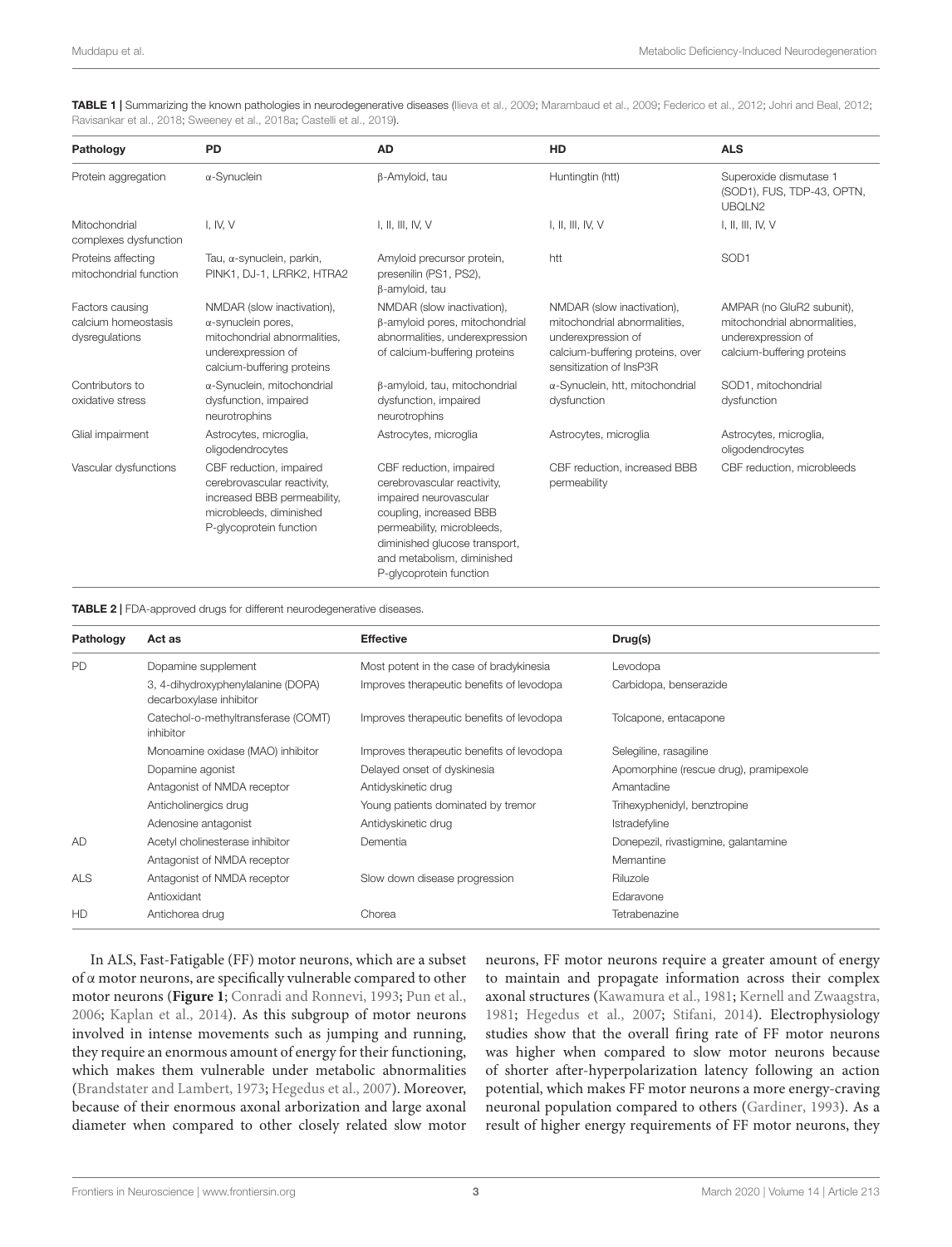**TABLE 1 |** Summarizing the known pathologies in neurodegenerative diseases (Ilieva et al., 2009; Marambaud et al., 2009; Federico et al., 2012; Johri and Beal, 2012; Ravisankar et al., 2018; Sweeney et al., 2018a; Castelli et al., 2019).

| Pathology | PD | AD | HD | ALS |
|---|---|---|---|---|
| Protein aggregation | α-Synuclein | β-Amyloid, tau | Huntingtin (htt) | Superoxide dismutase 1 (SOD1), FUS, TDP-43, OPTN, UBQLN2 |
| Mitochondrial complexes dysfunction | I, IV, V | I, II, III, IV, V | I, II, III, IV, V | I, II, III, IV, V |
| Proteins affecting mitochondrial function | Tau, α-synuclein, parkin, PINK1, DJ-1, LRRK2, HTRA2 | Amyloid precursor protein, presenilin (PS1, PS2), β-amyloid, tau | htt | SOD1 |
| Factors causing calcium homeostasis dysregulations | NMDAR (slow inactivation), α-synuclein pores, mitochondrial abnormalities, underexpression of calcium-buffering proteins | NMDAR (slow inactivation), β-amyloid pores, mitochondrial abnormalities, underexpression of calcium-buffering proteins | NMDAR (slow inactivation), mitochondrial abnormalities, underexpression of calcium-buffering proteins, over sensitization of InsP3R | AMPAR (no GluR2 subunit), mitochondrial abnormalities, underexpression of calcium-buffering proteins |
| Contributors to oxidative stress | α-Synuclein, mitochondrial dysfunction, impaired neurotrophins | β-amyloid, tau, mitochondrial dysfunction, impaired neurotrophins | α-Synuclein, htt, mitochondrial dysfunction | SOD1, mitochondrial dysfunction |
| Glial impairment | Astrocytes, microglia, oligodendrocytes | Astrocytes, microglia | Astrocytes, microglia | Astrocytes, microglia, oligodendrocytes |
| Vascular dysfunctions | CBF reduction, impaired cerebrovascular reactivity, increased BBB permeability, microbleeds, diminished P-glycoprotein function | CBF reduction, impaired cerebrovascular reactivity, impaired neurovascular coupling, increased BBB permeability, microbleeds, diminished glucose transport, and metabolism, diminished P-glycoprotein function | CBF reduction, increased BBB permeability | CBF reduction, microbleeds |

**TABLE 2 |** FDA-approved drugs for different neurodegenerative diseases.

| Pathology | Act as | Effective | Drug(s) |
|---|---|---|---|
| PD | Dopamine supplement | Most potent in the case of bradykinesia | Levodopa |
| | 3, 4-dihydroxyphenylalanine (DOPA) decarboxylase inhibitor | Improves therapeutic benefits of levodopa | Carbidopa, benserazide |
| | Catechol-o-methyltransferase (COMT) inhibitor | Improves therapeutic benefits of levodopa | Tolcapone, entacapone |
| | Monoamine oxidase (MAO) inhibitor | Improves therapeutic benefits of levodopa | Selegiline, rasagiline |
| | Dopamine agonist | Delayed onset of dyskinesia | Apomorphine (rescue drug), pramipexole |
| | Antagonist of NMDA receptor | Antidyskinetic drug | Amantadine |
| | Anticholinergics drug | Young patients dominated by tremor | Trihexyphenidyl, benztropine |
| | Adenosine antagonist | Antidyskinetic drug | Istradefyline |
| AD | Acetyl cholinesterase inhibitor | Dementia | Donepezil, rivastigmine, galantamine |
| | Antagonist of NMDA receptor | | Memantine |
| ALS | Antagonist of NMDA receptor | Slow down disease progression | Riluzole |
| | Antioxidant | | Edaravone |
| HD | Antichorea drug | Chorea | Tetrabenazine |

In ALS, Fast-Fatigable (FF) motor neurons, which are a subset of α motor neurons, are specifically vulnerable compared to other motor neurons (**Figure 1**; Conradi and Ronnevi, 1993; Pun et al., 2006; Kaplan et al., 2014). As this subgroup of motor neurons involved in intense movements such as jumping and running, they require an enormous amount of energy for their functioning, which makes them vulnerable under metabolic abnormalities (Brandstater and Lambert, 1973; Hegedus et al., 2007). Moreover, because of their enormous axonal arborization and large axonal diameter when compared to other closely related slow motor neurons, FF motor neurons require a greater amount of energy to maintain and propagate information across their complex axonal structures (Kawamura et al., 1981; Kernell and Zwaagstra, 1981; Hegedus et al., 2007; Stifani, 2014). Electrophysiology studies show that the overall firing rate of FF motor neurons was higher when compared to slow motor neurons because of shorter after-hyperpolarization latency following an action potential, which makes FF motor neurons a more energy-craving neuronal population compared to others (Gardiner, 1993). As a result of higher energy requirements of FF motor neurons, they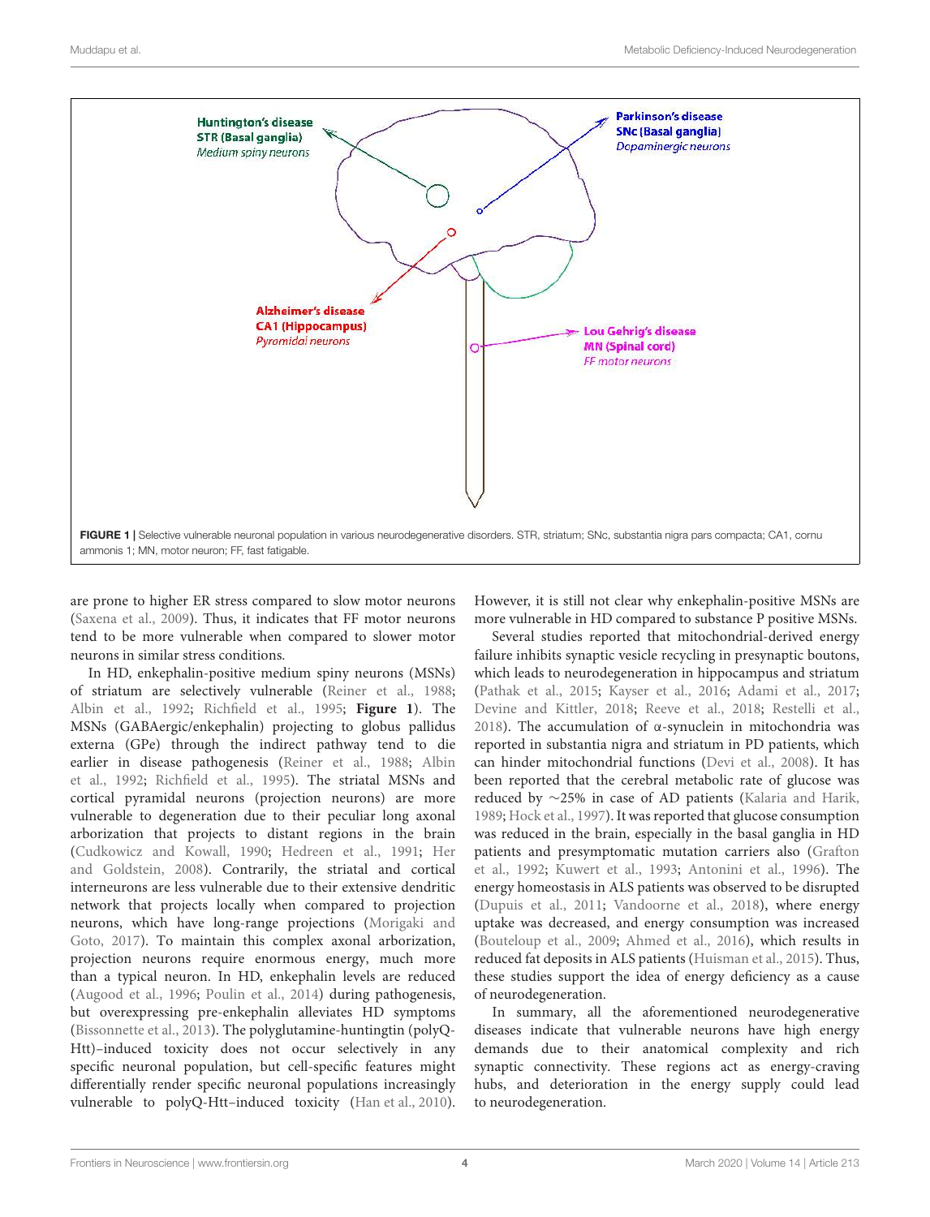FIGURE 1 | Selective vulnerable neuronal population in various neurodegenerative disorders. STR, striatum; SNc, substantia nigra pars compacta; CA1, cornu ammonis 1; MN, motor neuron; FF, fast fatigable.

are prone to higher ER stress compared to slow motor neurons (Saxena et al., 2009). Thus, it indicates that FF motor neurons tend to be more vulnerable when compared to slower motor neurons in similar stress conditions.

In HD, enkephalin-positive medium spiny neurons (MSNs) of striatum are selectively vulnerable (Reiner et al., 1988; Albin et al., 1992; Richfield et al., 1995; **Figure 1**). The MSNs (GABAergic/enkephalin) projecting to globus pallidus externa (GPe) through the indirect pathway tend to die earlier in disease pathogenesis (Reiner et al., 1988; Albin et al., 1992; Richfield et al., 1995). The striatal MSNs and cortical pyramidal neurons (projection neurons) are more vulnerable to degeneration due to their peculiar long axonal arborization that projects to distant regions in the brain (Cudkowicz and Kowall, 1990; Hedreen et al., 1991; Her and Goldstein, 2008). Contrarily, the striatal and cortical interneurons are less vulnerable due to their extensive dendritic network that projects locally when compared to projection neurons, which have long-range projections (Morigaki and Goto, 2017). To maintain this complex axonal arborization, projection neurons require enormous energy, much more than a typical neuron. In HD, enkephalin levels are reduced (Augood et al., 1996; Poulin et al., 2014) during pathogenesis, but overexpressing pre-enkephalin alleviates HD symptoms (Bissonnette et al., 2013). The polyglutamine-huntingtin (polyQ-Htt)–induced toxicity does not occur selectively in any specific neuronal population, but cell-specific features might differentially render specific neuronal populations increasingly vulnerable to polyQ-Htt–induced toxicity (Han et al., 2010). However, it is still not clear why enkephalin-positive MSNs are more vulnerable in HD compared to substance P positive MSNs.

Several studies reported that mitochondrial-derived energy failure inhibits synaptic vesicle recycling in presynaptic boutons, which leads to neurodegeneration in hippocampus and striatum (Pathak et al., 2015; Kayser et al., 2016; Adami et al., 2017; Devine and Kittler, 2018; Reeve et al., 2018; Restelli et al., 2018). The accumulation of α-synuclein in mitochondria was reported in substantia nigra and striatum in PD patients, which can hinder mitochondrial functions (Devi et al., 2008). It has been reported that the cerebral metabolic rate of glucose was reduced by ∼25% in case of AD patients (Kalaria and Harik, 1989; Hock et al., 1997). It was reported that glucose consumption was reduced in the brain, especially in the basal ganglia in HD patients and presymptomatic mutation carriers also (Grafton et al., 1992; Kuwert et al., 1993; Antonini et al., 1996). The energy homeostasis in ALS patients was observed to be disrupted (Dupuis et al., 2011; Vandoorne et al., 2018), where energy uptake was decreased, and energy consumption was increased (Bouteloup et al., 2009; Ahmed et al., 2016), which results in reduced fat deposits in ALS patients (Huisman et al., 2015). Thus, these studies support the idea of energy deficiency as a cause of neurodegeneration.

In summary, all the aforementioned neurodegenerative diseases indicate that vulnerable neurons have high energy demands due to their anatomical complexity and rich synaptic connectivity. These regions act as energy-craving hubs, and deterioration in the energy supply could lead to neurodegeneration.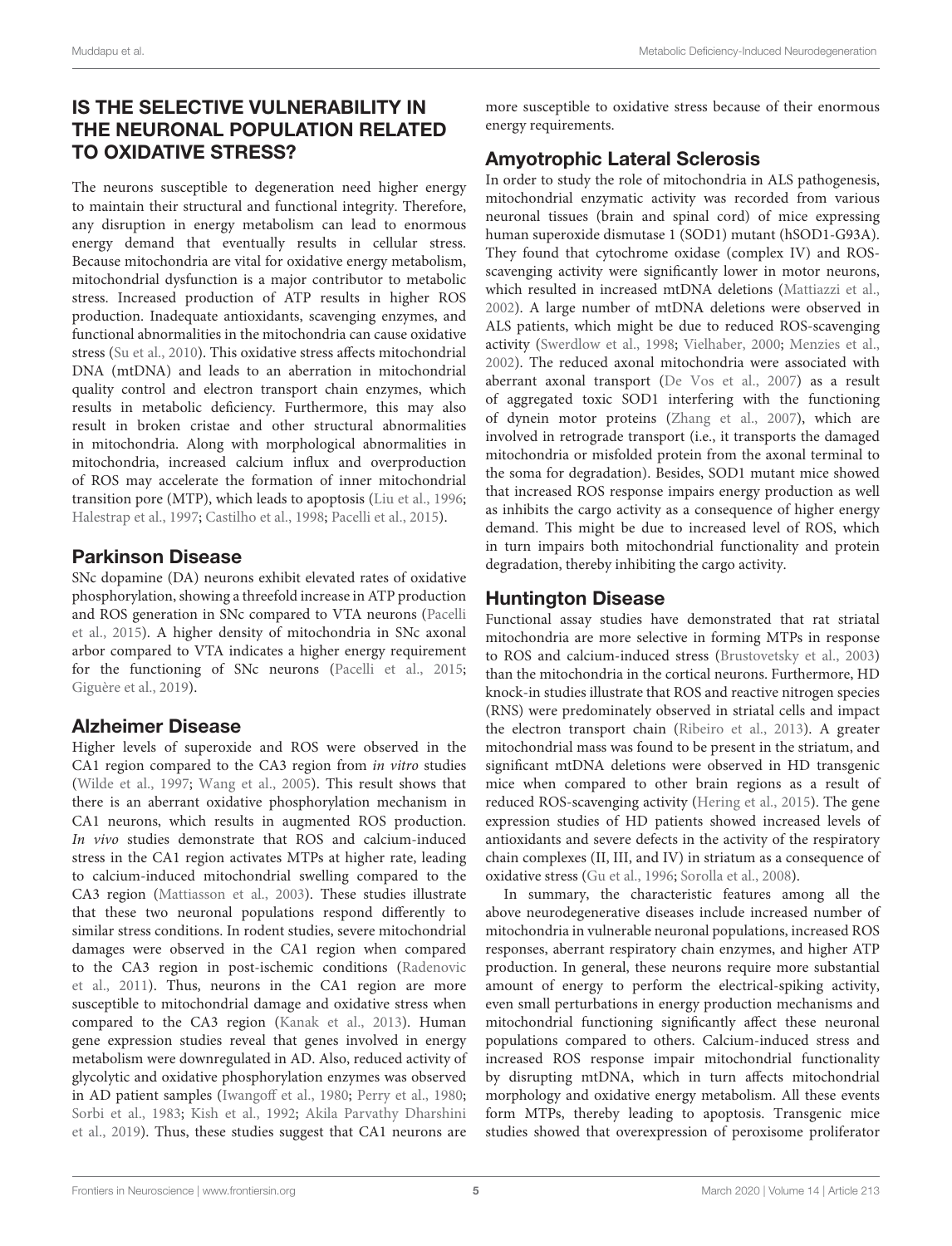## IS THE SELECTIVE VULNERABILITY IN THE NEURONAL POPULATION RELATED TO OXIDATIVE STRESS?

The neurons susceptible to degeneration need higher energy to maintain their structural and functional integrity. Therefore, any disruption in energy metabolism can lead to enormous energy demand that eventually results in cellular stress. Because mitochondria are vital for oxidative energy metabolism, mitochondrial dysfunction is a major contributor to metabolic stress. Increased production of ATP results in higher ROS production. Inadequate antioxidants, scavenging enzymes, and functional abnormalities in the mitochondria can cause oxidative stress (Su et al., 2010). This oxidative stress affects mitochondrial DNA (mtDNA) and leads to an aberration in mitochondrial quality control and electron transport chain enzymes, which results in metabolic deficiency. Furthermore, this may also result in broken cristae and other structural abnormalities in mitochondria. Along with morphological abnormalities in mitochondria, increased calcium influx and overproduction of ROS may accelerate the formation of inner mitochondrial transition pore (MTP), which leads to apoptosis (Liu et al., 1996; Halestrap et al., 1997; Castilho et al., 1998; Pacelli et al., 2015).

### Parkinson Disease

SNc dopamine (DA) neurons exhibit elevated rates of oxidative phosphorylation, showing a threefold increase in ATP production and ROS generation in SNc compared to VTA neurons (Pacelli et al., 2015). A higher density of mitochondria in SNc axonal arbor compared to VTA indicates a higher energy requirement for the functioning of SNc neurons (Pacelli et al., 2015; Giguère et al., 2019).

### Alzheimer Disease

Higher levels of superoxide and ROS were observed in the CA1 region compared to the CA3 region from *in vitro* studies (Wilde et al., 1997; Wang et al., 2005). This result shows that there is an aberrant oxidative phosphorylation mechanism in CA1 neurons, which results in augmented ROS production. *In vivo* studies demonstrate that ROS and calcium-induced stress in the CA1 region activates MTPs at higher rate, leading to calcium-induced mitochondrial swelling compared to the CA3 region (Mattiasson et al., 2003). These studies illustrate that these two neuronal populations respond differently to similar stress conditions. In rodent studies, severe mitochondrial damages were observed in the CA1 region when compared to the CA3 region in post-ischemic conditions (Radenovic et al., 2011). Thus, neurons in the CA1 region are more susceptible to mitochondrial damage and oxidative stress when compared to the CA3 region (Kanak et al., 2013). Human gene expression studies reveal that genes involved in energy metabolism were downregulated in AD. Also, reduced activity of glycolytic and oxidative phosphorylation enzymes was observed in AD patient samples (Iwangoff et al., 1980; Perry et al., 1980; Sorbi et al., 1983; Kish et al., 1992; Akila Parvathy Dharshini et al., 2019). Thus, these studies suggest that CA1 neurons are more susceptible to oxidative stress because of their enormous energy requirements.

### Amyotrophic Lateral Sclerosis

In order to study the role of mitochondria in ALS pathogenesis, mitochondrial enzymatic activity was recorded from various neuronal tissues (brain and spinal cord) of mice expressing human superoxide dismutase 1 (SOD1) mutant (hSOD1-G93A). They found that cytochrome oxidase (complex IV) and ROS-scavenging activity were significantly lower in motor neurons, which resulted in increased mtDNA deletions (Mattiazzi et al., 2002). A large number of mtDNA deletions were observed in ALS patients, which might be due to reduced ROS-scavenging activity (Swerdlow et al., 1998; Vielhaber, 2000; Menzies et al., 2002). The reduced axonal mitochondria were associated with aberrant axonal transport (De Vos et al., 2007) as a result of aggregated toxic SOD1 interfering with the functioning of dynein motor proteins (Zhang et al., 2007), which are involved in retrograde transport (i.e., it transports the damaged mitochondria or misfolded protein from the axonal terminal to the soma for degradation). Besides, SOD1 mutant mice showed that increased ROS response impairs energy production as well as inhibits the cargo activity as a consequence of higher energy demand. This might be due to increased level of ROS, which in turn impairs both mitochondrial functionality and protein degradation, thereby inhibiting the cargo activity.

### Huntington Disease

Functional assay studies have demonstrated that rat striatal mitochondria are more selective in forming MTPs in response to ROS and calcium-induced stress (Brustovetsky et al., 2003) than the mitochondria in the cortical neurons. Furthermore, HD knock-in studies illustrate that ROS and reactive nitrogen species (RNS) were predominately observed in striatal cells and impact the electron transport chain (Ribeiro et al., 2013). A greater mitochondrial mass was found to be present in the striatum, and significant mtDNA deletions were observed in HD transgenic mice when compared to other brain regions as a result of reduced ROS-scavenging activity (Hering et al., 2015). The gene expression studies of HD patients showed increased levels of antioxidants and severe defects in the activity of the respiratory chain complexes (II, III, and IV) in striatum as a consequence of oxidative stress (Gu et al., 1996; Sorolla et al., 2008).

In summary, the characteristic features among all the above neurodegenerative diseases include increased number of mitochondria in vulnerable neuronal populations, increased ROS responses, aberrant respiratory chain enzymes, and higher ATP production. In general, these neurons require more substantial amount of energy to perform the electrical-spiking activity, even small perturbations in energy production mechanisms and mitochondrial functioning significantly affect these neuronal populations compared to others. Calcium-induced stress and increased ROS response impair mitochondrial functionality by disrupting mtDNA, which in turn affects mitochondrial morphology and oxidative energy metabolism. All these events form MTPs, thereby leading to apoptosis. Transgenic mice studies showed that overexpression of peroxisome proliferator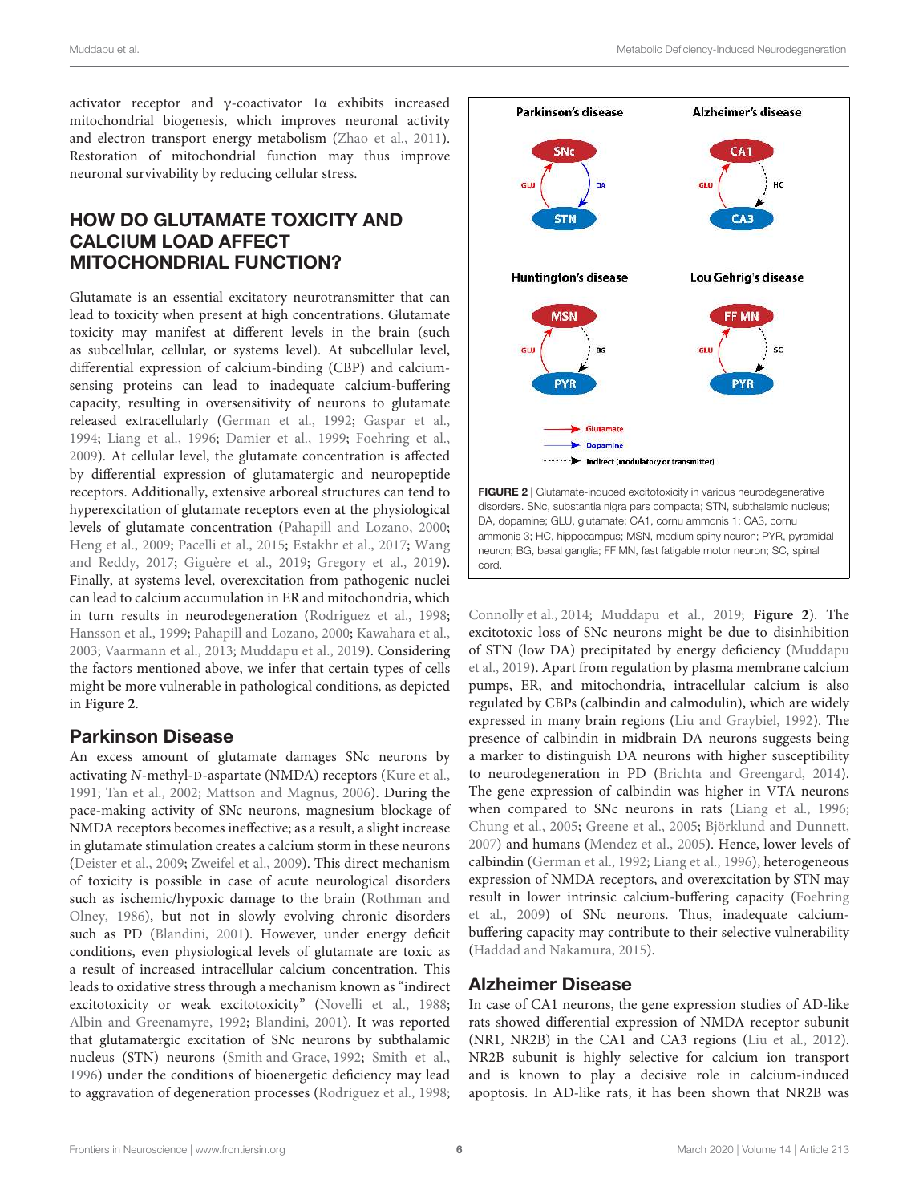activator receptor and γ-coactivator 1α exhibits increased mitochondrial biogenesis, which improves neuronal activity and electron transport energy metabolism (Zhao et al., 2011). Restoration of mitochondrial function may thus improve neuronal survivability by reducing cellular stress.

## HOW DO GLUTAMATE TOXICITY AND CALCIUM LOAD AFFECT MITOCHONDRIAL FUNCTION?

Glutamate is an essential excitatory neurotransmitter that can lead to toxicity when present at high concentrations. Glutamate toxicity may manifest at different levels in the brain (such as subcellular, cellular, or systems level). At subcellular level, differential expression of calcium-binding (CBP) and calcium-sensing proteins can lead to inadequate calcium-buffering capacity, resulting in oversensitivity of neurons to glutamate released extracellularly (German et al., 1992; Gaspar et al., 1994; Liang et al., 1996; Damier et al., 1999; Foehring et al., 2009). At cellular level, the glutamate concentration is affected by differential expression of glutamatergic and neuropeptide receptors. Additionally, extensive arboreal structures can tend to hyperexcitation of glutamate receptors even at the physiological levels of glutamate concentration (Pahapill and Lozano, 2000; Heng et al., 2009; Pacelli et al., 2015; Estakhr et al., 2017; Wang and Reddy, 2017; Giguère et al., 2019; Gregory et al., 2019). Finally, at systems level, overexcitation from pathogenic nuclei can lead to calcium accumulation in ER and mitochondria, which in turn results in neurodegeneration (Rodriguez et al., 1998; Hansson et al., 1999; Pahapill and Lozano, 2000; Kawahara et al., 2003; Vaarmann et al., 2013; Muddapu et al., 2019). Considering the factors mentioned above, we infer that certain types of cells might be more vulnerable in pathological conditions, as depicted in **Figure 2**.

FIGURE 2 | Glutamate-induced excitotoxicity in various neurodegenerative disorders. SNc, substantia nigra pars compacta; STN, subthalamic nucleus; DA, dopamine; GLU, glutamate; CA1, cornu ammonis 1; CA3, cornu ammonis 3; HC, hippocampus; MSN, medium spiny neuron; PYR, pyramidal neuron; BG, basal ganglia; FF MN, fast fatigable motor neuron; SC, spinal cord.

### Parkinson Disease

An excess amount of glutamate damages SNc neurons by activating *N*-methyl-D-aspartate (NMDA) receptors (Kure et al., 1991; Tan et al., 2002; Mattson and Magnus, 2006). During the pace-making activity of SNc neurons, magnesium blockage of NMDA receptors becomes ineffective; as a result, a slight increase in glutamate stimulation creates a calcium storm in these neurons (Deister et al., 2009; Zweifel et al., 2009). This direct mechanism of toxicity is possible in case of acute neurological disorders such as ischemic/hypoxic damage to the brain (Rothman and Olney, 1986), but not in slowly evolving chronic disorders such as PD (Blandini, 2001). However, under energy deficit conditions, even physiological levels of glutamate are toxic as a result of increased intracellular calcium concentration. This leads to oxidative stress through a mechanism known as "indirect excitotoxicity or weak excitotoxicity" (Novelli et al., 1988; Albin and Greenamyre, 1992; Blandini, 2001). It was reported that glutamatergic excitation of SNc neurons by subthalamic nucleus (STN) neurons (Smith and Grace, 1992; Smith et al., 1996) under the conditions of bioenergetic deficiency may lead to aggravation of degeneration processes (Rodriguez et al., 1998; Connolly et al., 2014; Muddapu et al., 2019; **Figure 2**). The excitotoxic loss of SNc neurons might be due to disinhibition of STN (low DA) precipitated by energy deficiency (Muddapu et al., 2019). Apart from regulation by plasma membrane calcium pumps, ER, and mitochondria, intracellular calcium is also regulated by CBPs (calbindin and calmodulin), which are widely expressed in many brain regions (Liu and Graybiel, 1992). The presence of calbindin in midbrain DA neurons suggests being a marker to distinguish DA neurons with higher susceptibility to neurodegeneration in PD (Brichta and Greengard, 2014). The gene expression of calbindin was higher in VTA neurons when compared to SNc neurons in rats (Liang et al., 1996; Chung et al., 2005; Greene et al., 2005; Björklund and Dunnett, 2007) and humans (Mendez et al., 2005). Hence, lower levels of calbindin (German et al., 1992; Liang et al., 1996), heterogeneous expression of NMDA receptors, and overexcitation by STN may result in lower intrinsic calcium-buffering capacity (Foehring et al., 2009) of SNc neurons. Thus, inadequate calcium-buffering capacity may contribute to their selective vulnerability (Haddad and Nakamura, 2015).

### Alzheimer Disease

In case of CA1 neurons, the gene expression studies of AD-like rats showed differential expression of NMDA receptor subunit (NR1, NR2B) in the CA1 and CA3 regions (Liu et al., 2012). NR2B subunit is highly selective for calcium ion transport and is known to play a decisive role in calcium-induced apoptosis. In AD-like rats, it has been shown that NR2B was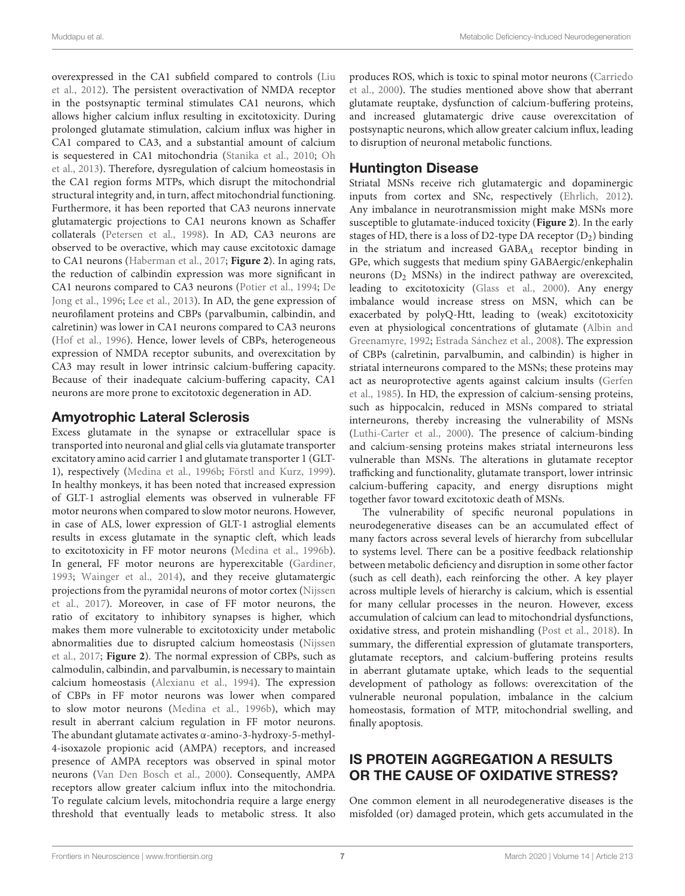overexpressed in the CA1 subfield compared to controls (Liu et al., 2012). The persistent overactivation of NMDA receptor in the postsynaptic terminal stimulates CA1 neurons, which allows higher calcium influx resulting in excitotoxicity. During prolonged glutamate stimulation, calcium influx was higher in CA1 compared to CA3, and a substantial amount of calcium is sequestered in CA1 mitochondria (Stanika et al., 2010; Oh et al., 2013). Therefore, dysregulation of calcium homeostasis in the CA1 region forms MTPs, which disrupt the mitochondrial structural integrity and, in turn, affect mitochondrial functioning. Furthermore, it has been reported that CA3 neurons innervate glutamatergic projections to CA1 neurons known as Schaffer collaterals (Petersen et al., 1998). In AD, CA3 neurons are observed to be overactive, which may cause excitotoxic damage to CA1 neurons (Haberman et al., 2017; **Figure 2**). In aging rats, the reduction of calbindin expression was more significant in CA1 neurons compared to CA3 neurons (Potier et al., 1994; De Jong et al., 1996; Lee et al., 2013). In AD, the gene expression of neurofilament proteins and CBPs (parvalbumin, calbindin, and calretinin) was lower in CA1 neurons compared to CA3 neurons (Hof et al., 1996). Hence, lower levels of CBPs, heterogeneous expression of NMDA receptor subunits, and overexcitation by CA3 may result in lower intrinsic calcium-buffering capacity. Because of their inadequate calcium-buffering capacity, CA1 neurons are more prone to excitotoxic degeneration in AD.

## Amyotrophic Lateral Sclerosis

Excess glutamate in the synapse or extracellular space is transported into neuronal and glial cells via glutamate transporter excitatory amino acid carrier 1 and glutamate transporter 1 (GLT-1), respectively (Medina et al., 1996b; Förstl and Kurz, 1999). In healthy monkeys, it has been noted that increased expression of GLT-1 astroglial elements was observed in vulnerable FF motor neurons when compared to slow motor neurons. However, in case of ALS, lower expression of GLT-1 astroglial elements results in excess glutamate in the synaptic cleft, which leads to excitotoxicity in FF motor neurons (Medina et al., 1996b). In general, FF motor neurons are hyperexcitable (Gardiner, 1993; Wainger et al., 2014), and they receive glutamatergic projections from the pyramidal neurons of motor cortex (Nijssen et al., 2017). Moreover, in case of FF motor neurons, the ratio of excitatory to inhibitory synapses is higher, which makes them more vulnerable to excitotoxicity under metabolic abnormalities due to disrupted calcium homeostasis (Nijssen et al., 2017; **Figure 2**). The normal expression of CBPs, such as calmodulin, calbindin, and parvalbumin, is necessary to maintain calcium homeostasis (Alexianu et al., 1994). The expression of CBPs in FF motor neurons was lower when compared to slow motor neurons (Medina et al., 1996b), which may result in aberrant calcium regulation in FF motor neurons. The abundant glutamate activates α-amino-3-hydroxy-5-methyl-4-isoxazole propionic acid (AMPA) receptors, and increased presence of AMPA receptors was observed in spinal motor neurons (Van Den Bosch et al., 2000). Consequently, AMPA receptors allow greater calcium influx into the mitochondria. To regulate calcium levels, mitochondria require a large energy threshold that eventually leads to metabolic stress. It also produces ROS, which is toxic to spinal motor neurons (Carriedo et al., 2000). The studies mentioned above show that aberrant glutamate reuptake, dysfunction of calcium-buffering proteins, and increased glutamatergic drive cause overexcitation of postsynaptic neurons, which allow greater calcium influx, leading to disruption of neuronal metabolic functions.

## Huntington Disease

Striatal MSNs receive rich glutamatergic and dopaminergic inputs from cortex and SNc, respectively (Ehrlich, 2012). Any imbalance in neurotransmission might make MSNs more susceptible to glutamate-induced toxicity (**Figure 2**). In the early stages of HD, there is a loss of D2-type DA receptor ($D_2$) binding in the striatum and increased $GABA_A$ receptor binding in GPe, which suggests that medium spiny GABAergic/enkephalin neurons ($D_2$ MSNs) in the indirect pathway are overexcited, leading to excitotoxicity (Glass et al., 2000). Any energy imbalance would increase stress on MSN, which can be exacerbated by polyQ-Htt, leading to (weak) excitotoxicity even at physiological concentrations of glutamate (Albin and Greenamyre, 1992; Estrada Sánchez et al., 2008). The expression of CBPs (calretinin, parvalbumin, and calbindin) is higher in striatal interneurons compared to the MSNs; these proteins may act as neuroprotective agents against calcium insults (Gerfen et al., 1985). In HD, the expression of calcium-sensing proteins, such as hippocalcin, reduced in MSNs compared to striatal interneurons, thereby increasing the vulnerability of MSNs (Luthi-Carter et al., 2000). The presence of calcium-binding and calcium-sensing proteins makes striatal interneurons less vulnerable than MSNs. The alterations in glutamate receptor trafficking and functionality, glutamate transport, lower intrinsic calcium-buffering capacity, and energy disruptions might together favor toward excitotoxic death of MSNs.

The vulnerability of specific neuronal populations in neurodegenerative diseases can be an accumulated effect of many factors across several levels of hierarchy from subcellular to systems level. There can be a positive feedback relationship between metabolic deficiency and disruption in some other factor (such as cell death), each reinforcing the other. A key player across multiple levels of hierarchy is calcium, which is essential for many cellular processes in the neuron. However, excess accumulation of calcium can lead to mitochondrial dysfunctions, oxidative stress, and protein mishandling (Post et al., 2018). In summary, the differential expression of glutamate transporters, glutamate receptors, and calcium-buffering proteins results in aberrant glutamate uptake, which leads to the sequential development of pathology as follows: overexcitation of the vulnerable neuronal population, imbalance in the calcium homeostasis, formation of MTP, mitochondrial swelling, and finally apoptosis.

# IS PROTEIN AGGREGATION A RESULTS OR THE CAUSE OF OXIDATIVE STRESS?

One common element in all neurodegenerative diseases is the misfolded (or) damaged protein, which gets accumulated in the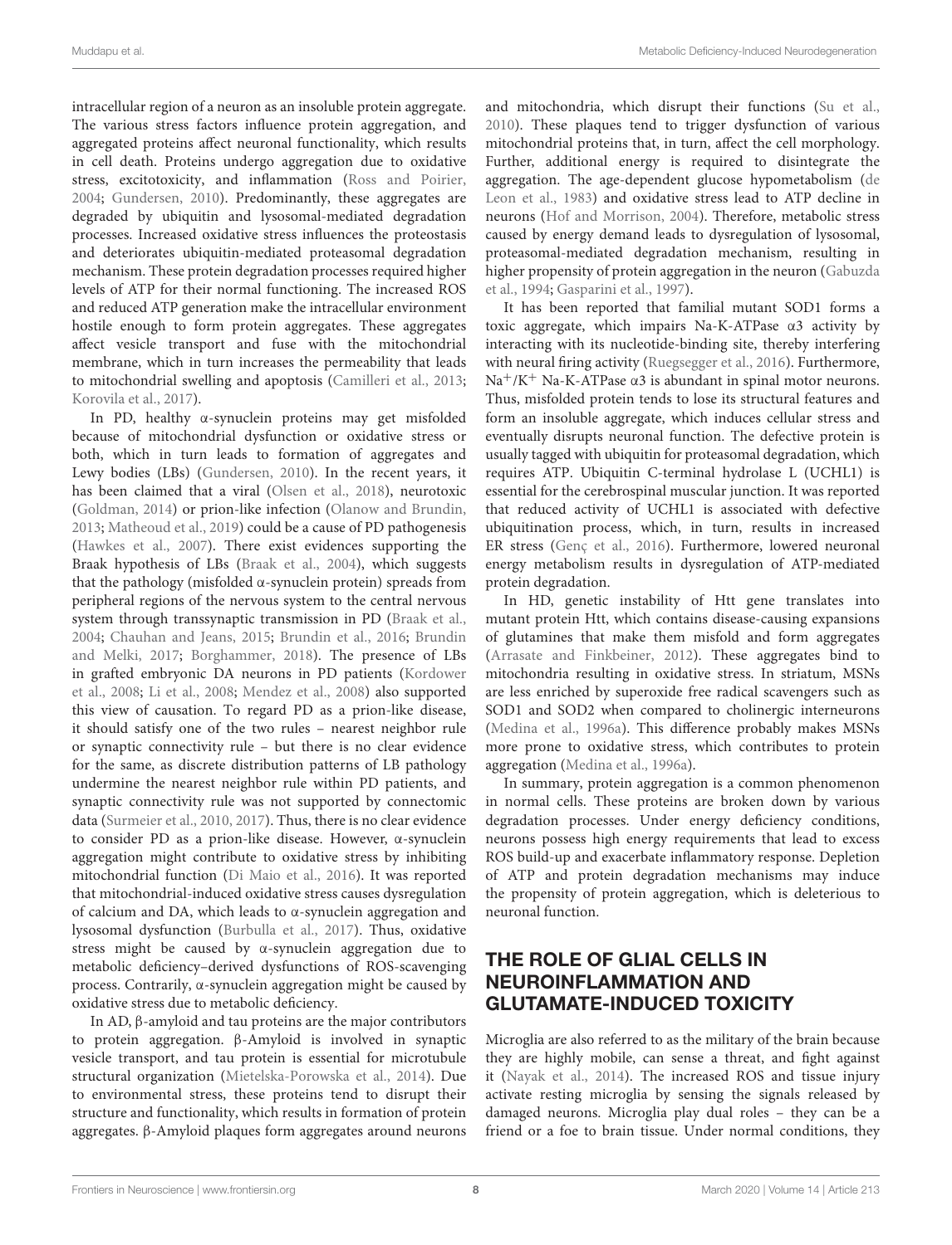intracellular region of a neuron as an insoluble protein aggregate. The various stress factors influence protein aggregation, and aggregated proteins affect neuronal functionality, which results in cell death. Proteins undergo aggregation due to oxidative stress, excitotoxicity, and inflammation (Ross and Poirier, 2004; Gundersen, 2010). Predominantly, these aggregates are degraded by ubiquitin and lysosomal-mediated degradation processes. Increased oxidative stress influences the proteostasis and deteriorates ubiquitin-mediated proteasomal degradation mechanism. These protein degradation processes required higher levels of ATP for their normal functioning. The increased ROS and reduced ATP generation make the intracellular environment hostile enough to form protein aggregates. These aggregates affect vesicle transport and fuse with the mitochondrial membrane, which in turn increases the permeability that leads to mitochondrial swelling and apoptosis (Camilleri et al., 2013; Korovila et al., 2017).

In PD, healthy α-synuclein proteins may get misfolded because of mitochondrial dysfunction or oxidative stress or both, which in turn leads to formation of aggregates and Lewy bodies (LBs) (Gundersen, 2010). In the recent years, it has been claimed that a viral (Olsen et al., 2018), neurotoxic (Goldman, 2014) or prion-like infection (Olanow and Brundin, 2013; Matheoud et al., 2019) could be a cause of PD pathogenesis (Hawkes et al., 2007). There exist evidences supporting the Braak hypothesis of LBs (Braak et al., 2004), which suggests that the pathology (misfolded α-synuclein protein) spreads from peripheral regions of the nervous system to the central nervous system through transsynaptic transmission in PD (Braak et al., 2004; Chauhan and Jeans, 2015; Brundin et al., 2016; Brundin and Melki, 2017; Borghammer, 2018). The presence of LBs in grafted embryonic DA neurons in PD patients (Kordower et al., 2008; Li et al., 2008; Mendez et al., 2008) also supported this view of causation. To regard PD as a prion-like disease, it should satisfy one of the two rules – nearest neighbor rule or synaptic connectivity rule – but there is no clear evidence for the same, as discrete distribution patterns of LB pathology undermine the nearest neighbor rule within PD patients, and synaptic connectivity rule was not supported by connectomic data (Surmeier et al., 2010, 2017). Thus, there is no clear evidence to consider PD as a prion-like disease. However, α-synuclein aggregation might contribute to oxidative stress by inhibiting mitochondrial function (Di Maio et al., 2016). It was reported that mitochondrial-induced oxidative stress causes dysregulation of calcium and DA, which leads to α-synuclein aggregation and lysosomal dysfunction (Burbulla et al., 2017). Thus, oxidative stress might be caused by α-synuclein aggregation due to metabolic deficiency–derived dysfunctions of ROS-scavenging process. Contrarily, α-synuclein aggregation might be caused by oxidative stress due to metabolic deficiency.

In AD, β-amyloid and tau proteins are the major contributors to protein aggregation. β-Amyloid is involved in synaptic vesicle transport, and tau protein is essential for microtubule structural organization (Mietelska-Porowska et al., 2014). Due to environmental stress, these proteins tend to disrupt their structure and functionality, which results in formation of protein aggregates. β-Amyloid plaques form aggregates around neurons and mitochondria, which disrupt their functions (Su et al., 2010). These plaques tend to trigger dysfunction of various mitochondrial proteins that, in turn, affect the cell morphology. Further, additional energy is required to disintegrate the aggregation. The age-dependent glucose hypometabolism (de Leon et al., 1983) and oxidative stress lead to ATP decline in neurons (Hof and Morrison, 2004). Therefore, metabolic stress caused by energy demand leads to dysregulation of lysosomal, proteasomal-mediated degradation mechanism, resulting in higher propensity of protein aggregation in the neuron (Gabuzda et al., 1994; Gasparini et al., 1997).

It has been reported that familial mutant SOD1 forms a toxic aggregate, which impairs Na-K-ATPase α3 activity by interacting with its nucleotide-binding site, thereby interfering with neural firing activity (Ruegsegger et al., 2016). Furthermore, $Na^+/K^+$ Na-K-ATPase α3 is abundant in spinal motor neurons. Thus, misfolded protein tends to lose its structural features and form an insoluble aggregate, which induces cellular stress and eventually disrupts neuronal function. The defective protein is usually tagged with ubiquitin for proteasomal degradation, which requires ATP. Ubiquitin C-terminal hydrolase L (UCHL1) is essential for the cerebrospinal muscular junction. It was reported that reduced activity of UCHL1 is associated with defective ubiquitination process, which, in turn, results in increased ER stress (Genç et al., 2016). Furthermore, lowered neuronal energy metabolism results in dysregulation of ATP-mediated protein degradation.

In HD, genetic instability of Htt gene translates into mutant protein Htt, which contains disease-causing expansions of glutamines that make them misfold and form aggregates (Arrasate and Finkbeiner, 2012). These aggregates bind to mitochondria resulting in oxidative stress. In striatum, MSNs are less enriched by superoxide free radical scavengers such as SOD1 and SOD2 when compared to cholinergic interneurons (Medina et al., 1996a). This difference probably makes MSNs more prone to oxidative stress, which contributes to protein aggregation (Medina et al., 1996a).

In summary, protein aggregation is a common phenomenon in normal cells. These proteins are broken down by various degradation processes. Under energy deficiency conditions, neurons possess high energy requirements that lead to excess ROS build-up and exacerbate inflammatory response. Depletion of ATP and protein degradation mechanisms may induce the propensity of protein aggregation, which is deleterious to neuronal function.

## THE ROLE OF GLIAL CELLS IN NEUROINFLAMMATION AND GLUTAMATE-INDUCED TOXICITY

Microglia are also referred to as the military of the brain because they are highly mobile, can sense a threat, and fight against it (Nayak et al., 2014). The increased ROS and tissue injury activate resting microglia by sensing the signals released by damaged neurons. Microglia play dual roles – they can be a friend or a foe to brain tissue. Under normal conditions, they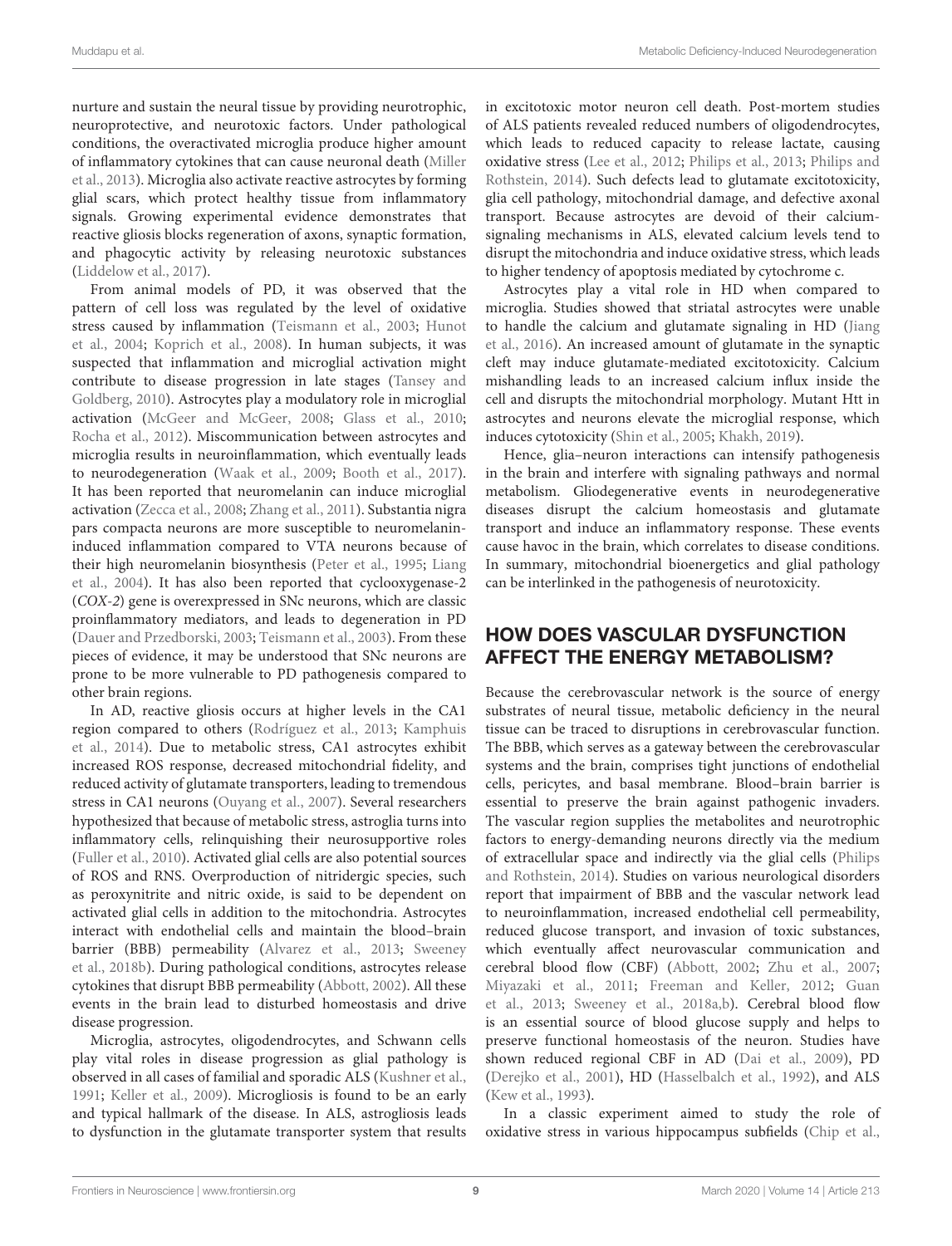nurture and sustain the neural tissue by providing neurotrophic, neuroprotective, and neurotoxic factors. Under pathological conditions, the overactivated microglia produce higher amount of inflammatory cytokines that can cause neuronal death (Miller et al., 2013). Microglia also activate reactive astrocytes by forming glial scars, which protect healthy tissue from inflammatory signals. Growing experimental evidence demonstrates that reactive gliosis blocks regeneration of axons, synaptic formation, and phagocytic activity by releasing neurotoxic substances (Liddelow et al., 2017).

From animal models of PD, it was observed that the pattern of cell loss was regulated by the level of oxidative stress caused by inflammation (Teismann et al., 2003; Hunot et al., 2004; Koprich et al., 2008). In human subjects, it was suspected that inflammation and microglial activation might contribute to disease progression in late stages (Tansey and Goldberg, 2010). Astrocytes play a modulatory role in microglial activation (McGeer and McGeer, 2008; Glass et al., 2010; Rocha et al., 2012). Miscommunication between astrocytes and microglia results in neuroinflammation, which eventually leads to neurodegeneration (Waak et al., 2009; Booth et al., 2017). It has been reported that neuromelanin can induce microglial activation (Zecca et al., 2008; Zhang et al., 2011). Substantia nigra pars compacta neurons are more susceptible to neuromelanin-induced inflammation compared to VTA neurons because of their high neuromelanin biosynthesis (Peter et al., 1995; Liang et al., 2004). It has also been reported that cyclooxygenase-2 (*COX-2*) gene is overexpressed in SNc neurons, which are classic proinflammatory mediators, and leads to degeneration in PD (Dauer and Przedborski, 2003; Teismann et al., 2003). From these pieces of evidence, it may be understood that SNc neurons are prone to be more vulnerable to PD pathogenesis compared to other brain regions.

In AD, reactive gliosis occurs at higher levels in the CA1 region compared to others (Rodríguez et al., 2013; Kamphuis et al., 2014). Due to metabolic stress, CA1 astrocytes exhibit increased ROS response, decreased mitochondrial fidelity, and reduced activity of glutamate transporters, leading to tremendous stress in CA1 neurons (Ouyang et al., 2007). Several researchers hypothesized that because of metabolic stress, astroglia turns into inflammatory cells, relinquishing their neurosupportive roles (Fuller et al., 2010). Activated glial cells are also potential sources of ROS and RNS. Overproduction of nitridergic species, such as peroxynitrite and nitric oxide, is said to be dependent on activated glial cells in addition to the mitochondria. Astrocytes interact with endothelial cells and maintain the blood–brain barrier (BBB) permeability (Alvarez et al., 2013; Sweeney et al., 2018b). During pathological conditions, astrocytes release cytokines that disrupt BBB permeability (Abbott, 2002). All these events in the brain lead to disturbed homeostasis and drive disease progression.

Microglia, astrocytes, oligodendrocytes, and Schwann cells play vital roles in disease progression as glial pathology is observed in all cases of familial and sporadic ALS (Kushner et al., 1991; Keller et al., 2009). Microgliosis is found to be an early and typical hallmark of the disease. In ALS, astrogliosis leads to dysfunction in the glutamate transporter system that results in excitotoxic motor neuron cell death. Post-mortem studies of ALS patients revealed reduced numbers of oligodendrocytes, which leads to reduced capacity to release lactate, causing oxidative stress (Lee et al., 2012; Philips et al., 2013; Philips and Rothstein, 2014). Such defects lead to glutamate excitotoxicity, glia cell pathology, mitochondrial damage, and defective axonal transport. Because astrocytes are devoid of their calcium-signaling mechanisms in ALS, elevated calcium levels tend to disrupt the mitochondria and induce oxidative stress, which leads to higher tendency of apoptosis mediated by cytochrome c.

Astrocytes play a vital role in HD when compared to microglia. Studies showed that striatal astrocytes were unable to handle the calcium and glutamate signaling in HD (Jiang et al., 2016). An increased amount of glutamate in the synaptic cleft may induce glutamate-mediated excitotoxicity. Calcium mishandling leads to an increased calcium influx inside the cell and disrupts the mitochondrial morphology. Mutant Htt in astrocytes and neurons elevate the microglial response, which induces cytotoxicity (Shin et al., 2005; Khakh, 2019).

Hence, glia–neuron interactions can intensify pathogenesis in the brain and interfere with signaling pathways and normal metabolism. Gliodegenerative events in neurodegenerative diseases disrupt the calcium homeostasis and glutamate transport and induce an inflammatory response. These events cause havoc in the brain, which correlates to disease conditions. In summary, mitochondrial bioenergetics and glial pathology can be interlinked in the pathogenesis of neurotoxicity.

## HOW DOES VASCULAR DYSFUNCTION AFFECT THE ENERGY METABOLISM?

Because the cerebrovascular network is the source of energy substrates of neural tissue, metabolic deficiency in the neural tissue can be traced to disruptions in cerebrovascular function. The BBB, which serves as a gateway between the cerebrovascular systems and the brain, comprises tight junctions of endothelial cells, pericytes, and basal membrane. Blood–brain barrier is essential to preserve the brain against pathogenic invaders. The vascular region supplies the metabolites and neurotrophic factors to energy-demanding neurons directly via the medium of extracellular space and indirectly via the glial cells (Philips and Rothstein, 2014). Studies on various neurological disorders report that impairment of BBB and the vascular network lead to neuroinflammation, increased endothelial cell permeability, reduced glucose transport, and invasion of toxic substances, which eventually affect neurovascular communication and cerebral blood flow (CBF) (Abbott, 2002; Zhu et al., 2007; Miyazaki et al., 2011; Freeman and Keller, 2012; Guan et al., 2013; Sweeney et al., 2018a,b). Cerebral blood flow is an essential source of blood glucose supply and helps to preserve functional homeostasis of the neuron. Studies have shown reduced regional CBF in AD (Dai et al., 2009), PD (Derejko et al., 2001), HD (Hasselbalch et al., 1992), and ALS (Kew et al., 1993).

In a classic experiment aimed to study the role of oxidative stress in various hippocampus subfields (Chip et al.,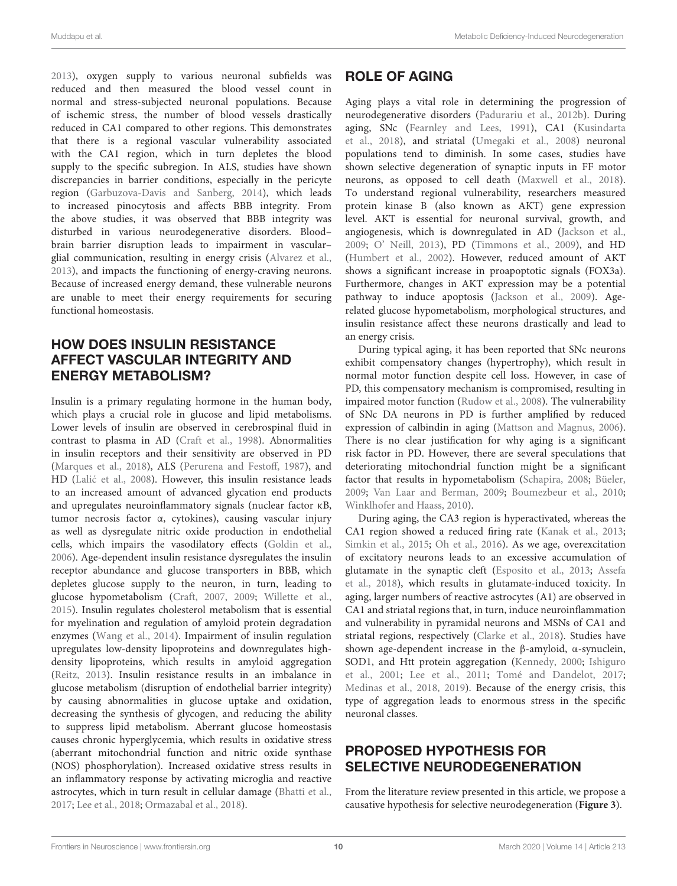2013), oxygen supply to various neuronal subfields was reduced and then measured the blood vessel count in normal and stress-subjected neuronal populations. Because of ischemic stress, the number of blood vessels drastically reduced in CA1 compared to other regions. This demonstrates that there is a regional vascular vulnerability associated with the CA1 region, which in turn depletes the blood supply to the specific subregion. In ALS, studies have shown discrepancies in barrier conditions, especially in the pericyte region (Garbuzova-Davis and Sanberg, 2014), which leads to increased pinocytosis and affects BBB integrity. From the above studies, it was observed that BBB integrity was disturbed in various neurodegenerative disorders. Blood–brain barrier disruption leads to impairment in vascular–glial communication, resulting in energy crisis (Alvarez et al., 2013), and impacts the functioning of energy-craving neurons. Because of increased energy demand, these vulnerable neurons are unable to meet their energy requirements for securing functional homeostasis.

## HOW DOES INSULIN RESISTANCE AFFECT VASCULAR INTEGRITY AND ENERGY METABOLISM?

Insulin is a primary regulating hormone in the human body, which plays a crucial role in glucose and lipid metabolisms. Lower levels of insulin are observed in cerebrospinal fluid in contrast to plasma in AD (Craft et al., 1998). Abnormalities in insulin receptors and their sensitivity are observed in PD (Marques et al., 2018), ALS (Perurena and Festoff, 1987), and HD (Lalić et al., 2008). However, this insulin resistance leads to an increased amount of advanced glycation end products and upregulates neuroinflammatory signals (nuclear factor κB, tumor necrosis factor α, cytokines), causing vascular injury as well as dysregulate nitric oxide production in endothelial cells, which impairs the vasodilatory effects (Goldin et al., 2006). Age-dependent insulin resistance dysregulates the insulin receptor abundance and glucose transporters in BBB, which depletes glucose supply to the neuron, in turn, leading to glucose hypometabolism (Craft, 2007, 2009; Willette et al., 2015). Insulin regulates cholesterol metabolism that is essential for myelination and regulation of amyloid protein degradation enzymes (Wang et al., 2014). Impairment of insulin regulation upregulates low-density lipoproteins and downregulates high-density lipoproteins, which results in amyloid aggregation (Reitz, 2013). Insulin resistance results in an imbalance in glucose metabolism (disruption of endothelial barrier integrity) by causing abnormalities in glucose uptake and oxidation, decreasing the synthesis of glycogen, and reducing the ability to suppress lipid metabolism. Aberrant glucose homeostasis causes chronic hyperglycemia, which results in oxidative stress (aberrant mitochondrial function and nitric oxide synthase (NOS) phosphorylation). Increased oxidative stress results in an inflammatory response by activating microglia and reactive astrocytes, which in turn result in cellular damage (Bhatti et al., 2017; Lee et al., 2018; Ormazabal et al., 2018).

## ROLE OF AGING

Aging plays a vital role in determining the progression of neurodegenerative disorders (Paduraru et al., 2012b). During aging, SNc (Fearnley and Lees, 1991), CA1 (Kusindarta et al., 2018), and striatal (Umegaki et al., 2008) neuronal populations tend to diminish. In some cases, studies have shown selective degeneration of synaptic inputs in FF motor neurons, as opposed to cell death (Maxwell et al., 2018). To understand regional vulnerability, researchers measured protein kinase B (also known as AKT) gene expression level. AKT is essential for neuronal survival, growth, and angiogenesis, which is downregulated in AD (Jackson et al., 2009; O' Neill, 2013), PD (Timmons et al., 2009), and HD (Humbert et al., 2002). However, reduced amount of AKT shows a significant increase in proapoptotic signals (FOX3a). Furthermore, changes in AKT expression may be a potential pathway to induce apoptosis (Jackson et al., 2009). Age-related glucose hypometabolism, morphological structures, and insulin resistance affect these neurons drastically and lead to an energy crisis.

During typical aging, it has been reported that SNc neurons exhibit compensatory changes (hypertrophy), which result in normal motor function despite cell loss. However, in case of PD, this compensatory mechanism is compromised, resulting in impaired motor function (Rudow et al., 2008). The vulnerability of SNc DA neurons in PD is further amplified by reduced expression of calbindin in aging (Mattson and Magnus, 2006). There is no clear justification for why aging is a significant risk factor in PD. However, there are several speculations that deteriorating mitochondrial function might be a significant factor that results in hypometabolism (Schapira, 2008; Büeler, 2009; Van Laar and Berman, 2009; Boumezbeur et al., 2010; Winklhofer and Haass, 2010).

During aging, the CA3 region is hyperactivated, whereas the CA1 region showed a reduced firing rate (Kanak et al., 2013; Simkin et al., 2015; Oh et al., 2016). As we age, overexcitation of excitatory neurons leads to an excessive accumulation of glutamate in the synaptic cleft (Esposito et al., 2013; Assefa et al., 2018), which results in glutamate-induced toxicity. In aging, larger numbers of reactive astrocytes (A1) are observed in CA1 and striatal regions that, in turn, induce neuroinflammation and vulnerability in pyramidal neurons and MSNs of CA1 and striatal regions, respectively (Clarke et al., 2018). Studies have shown age-dependent increase in the β-amyloid, α-synuclein, SOD1, and Htt protein aggregation (Kennedy, 2000; Ishiguro et al., 2001; Lee et al., 2011; Tomé and Dandelot, 2017; Medinas et al., 2018, 2019). Because of the energy crisis, this type of aggregation leads to enormous stress in the specific neuronal classes.

## PROPOSED HYPOTHESIS FOR SELECTIVE NEURODEGENERATION

From the literature review presented in this article, we propose a causative hypothesis for selective neurodegeneration (**Figure 3**).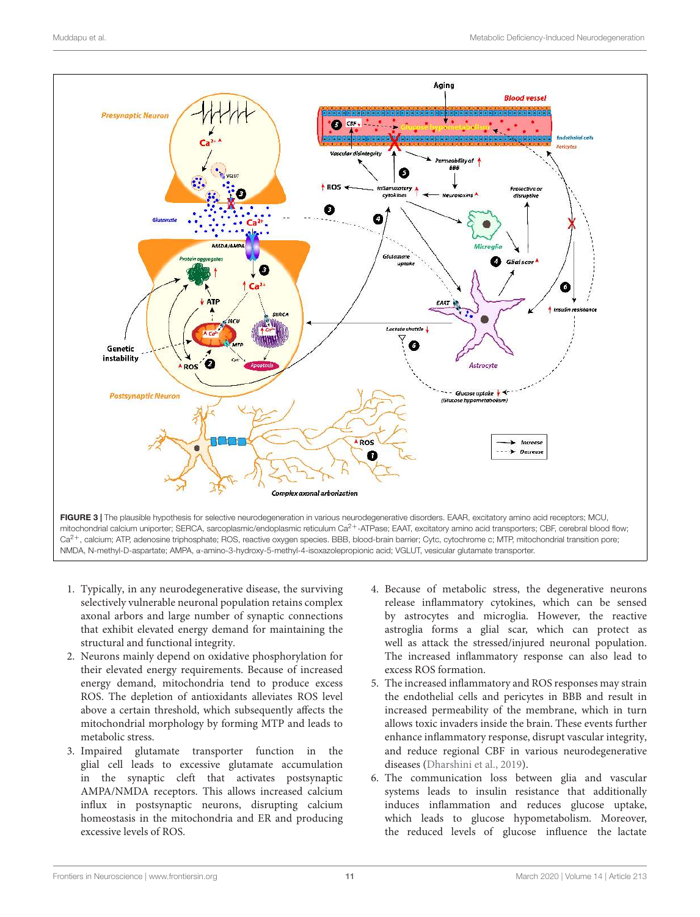FIGURE 3 | The plausible hypothesis for selective neurodegeneration in various neurodegenerative disorders. EAAR, excitatory amino acid receptors; MCU, mitochondrial calcium uniporter; SERCA, sarcoplasmic/endoplasmic reticulum $Ca^{2+}$-ATPase; EAAT, excitatory amino acid transporters; CBF, cerebral blood flow; $Ca^{2+}$, calcium; ATP, adenosine triphosphate; ROS, reactive oxygen species. BBB, blood-brain barrier; Cytc, cytochrome c; MTP, mitochondrial transition pore; NMDA, N-methyl-D-aspartate; AMPA, α-amino-3-hydroxy-5-methyl-4-isoxazolepropionic acid; VGLUT, vesicular glutamate transporter.

1. Typically, in any neurodegenerative disease, the surviving selectively vulnerable neuronal population retains complex axonal arbors and large number of synaptic connections that exhibit elevated energy demand for maintaining the structural and functional integrity.
2. Neurons mainly depend on oxidative phosphorylation for their elevated energy requirements. Because of increased energy demand, mitochondria tend to produce excess ROS. The depletion of antioxidants alleviates ROS level above a certain threshold, which subsequently affects the mitochondrial morphology by forming MTP and leads to metabolic stress.
3. Impaired glutamate transporter function in the glial cell leads to excessive glutamate accumulation in the synaptic cleft that activates postsynaptic AMPA/NMDA receptors. This allows increased calcium influx in postsynaptic neurons, disrupting calcium homeostasis in the mitochondria and ER and producing excessive levels of ROS.
4. Because of metabolic stress, the degenerative neurons release inflammatory cytokines, which can be sensed by astrocytes and microglia. However, the reactive astroglia forms a glial scar, which can protect as well as attack the stressed/injured neuronal population. The increased inflammatory response can also lead to excess ROS formation.
5. The increased inflammatory and ROS responses may strain the endothelial cells and pericytes in BBB and result in increased permeability of the membrane, which in turn allows toxic invaders inside the brain. These events further enhance inflammatory response, disrupt vascular integrity, and reduce regional CBF in various neurodegenerative diseases (Dharshini et al., 2019).
6. The communication loss between glia and vascular systems leads to insulin resistance that additionally induces inflammation and reduces glucose uptake, which leads to glucose hypometabolism. Moreover, the reduced levels of glucose influence the lactate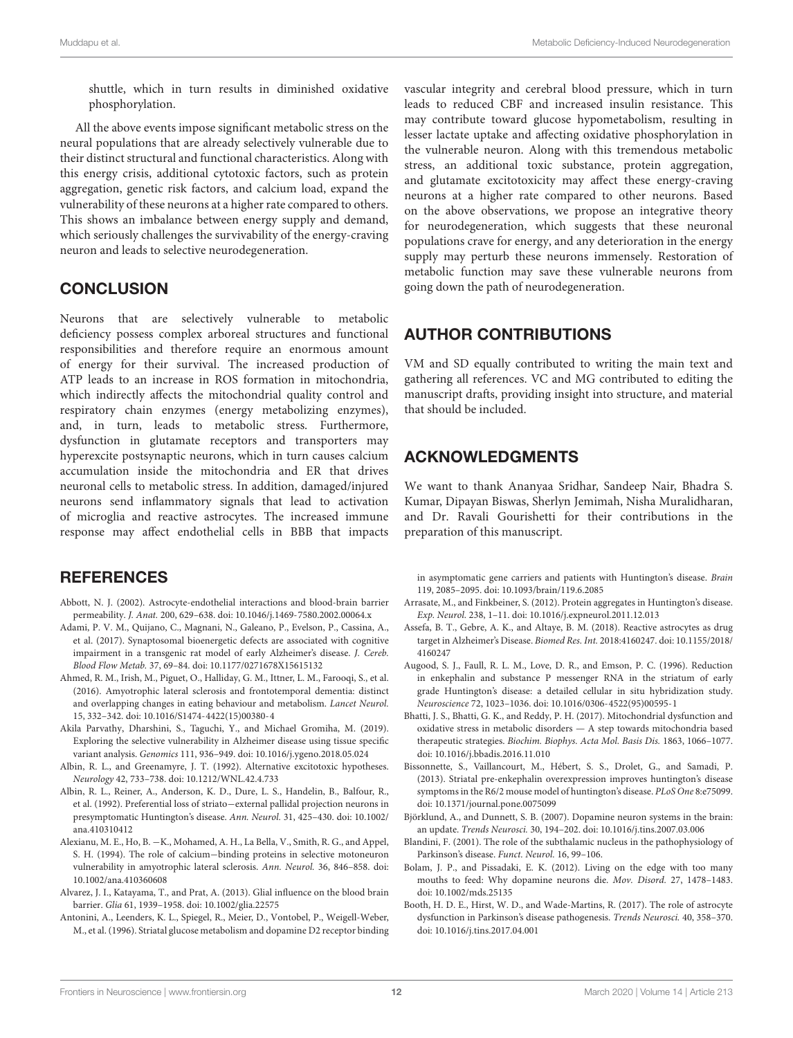shuttle, which in turn results in diminished oxidative phosphorylation.

All the above events impose significant metabolic stress on the neural populations that are already selectively vulnerable due to their distinct structural and functional characteristics. Along with this energy crisis, additional cytotoxic factors, such as protein aggregation, genetic risk factors, and calcium load, expand the vulnerability of these neurons at a higher rate compared to others. This shows an imbalance between energy supply and demand, which seriously challenges the survivability of the energy-craving neuron and leads to selective neurodegeneration.

## CONCLUSION

Neurons that are selectively vulnerable to metabolic deficiency possess complex arboreal structures and functional responsibilities and therefore require an enormous amount of energy for their survival. The increased production of ATP leads to an increase in ROS formation in mitochondria, which indirectly affects the mitochondrial quality control and respiratory chain enzymes (energy metabolizing enzymes), and, in turn, leads to metabolic stress. Furthermore, dysfunction in glutamate receptors and transporters may hyperexcite postsynaptic neurons, which in turn causes calcium accumulation inside the mitochondria and ER that drives neuronal cells to metabolic stress. In addition, damaged/injured neurons send inflammatory signals that lead to activation of microglia and reactive astrocytes. The increased immune response may affect endothelial cells in BBB that impacts vascular integrity and cerebral blood pressure, which in turn leads to reduced CBF and increased insulin resistance. This may contribute toward glucose hypometabolism, resulting in lesser lactate uptake and affecting oxidative phosphorylation in the vulnerable neuron. Along with this tremendous metabolic stress, an additional toxic substance, protein aggregation, and glutamate excitotoxicity may affect these energy-craving neurons at a higher rate compared to other neurons. Based on the above observations, we propose an integrative theory for neurodegeneration, which suggests that these neuronal populations crave for energy, and any deterioration in the energy supply may perturb these neurons immensely. Restoration of metabolic function may save these vulnerable neurons from going down the path of neurodegeneration.

## AUTHOR CONTRIBUTIONS

VM and SD equally contributed to writing the main text and gathering all references. VC and MG contributed to editing the manuscript drafts, providing insight into structure, and material that should be included.

## ACKNOWLEDGMENTS

We want to thank Ananyaa Sridhar, Sandeep Nair, Bhadra S. Kumar, Dipayan Biswas, Sherlyn Jemimah, Nisha Muralidharan, and Dr. Ravali Gourishetti for their contributions in the preparation of this manuscript.

## REFERENCES

Abbott, N. J. (2002). Astrocyte-endothelial interactions and blood-brain barrier permeability. *J. Anat.* 200, 629–638. doi: 10.1046/j.1469-7580.2002.00064.x

Adami, P. V. M., Quijano, C., Magnani, N., Galeano, P., Evelson, P., Cassina, A., et al. (2017). Synaptosomal bioenergetic defects are associated with cognitive impairment in a transgenic rat model of early Alzheimer's disease. *J. Cereb. Blood Flow Metab.* 37, 69–84. doi: 10.1177/0271678X15615132

Ahmed, R. M., Irish, M., Piguet, O., Halliday, G. M., Ittner, L. M., Farooqi, S., et al. (2016). Amyotrophic lateral sclerosis and frontotemporal dementia: distinct and overlapping changes in eating behaviour and metabolism. *Lancet Neurol.* 15, 332–342. doi: 10.1016/S1474-4422(15)00380-4

Akila Parvathy, Dharshini, S., Taguchi, Y., and Michael Gromiha, M. (2019). Exploring the selective vulnerability in Alzheimer disease using tissue specific variant analysis. *Genomics* 111, 936–949. doi: 10.1016/j.ygeno.2018.05.024

Albin, R. L., and Greenamyre, J. T. (1992). Alternative excitotoxic hypotheses. *Neurology* 42, 733–738. doi: 10.1212/WNL.42.4.733

Albin, R. L., Reiner, A., Anderson, K. D., Dure, L. S., Handelin, B., Balfour, R., et al. (1992). Preferential loss of striato−external pallidal projection neurons in presymptomatic Huntington's disease. *Ann. Neurol.* 31, 425–430. doi: 10.1002/ana.410310412

Alexianu, M. E., Ho, B. −K., Mohamed, A. H., La Bella, V., Smith, R. G., and Appel, S. H. (1994). The role of calcium−binding proteins in selective motoneuron vulnerability in amyotrophic lateral sclerosis. *Ann. Neurol.* 36, 846–858. doi: 10.1002/ana.410360608

Alvarez, J. I., Katayama, T., and Prat, A. (2013). Glial influence on the blood brain barrier. *Glia* 61, 1939–1958. doi: 10.1002/glia.22575

Antonini, A., Leenders, K. L., Spiegel, R., Meier, D., Vontobel, P., Weigell-Weber, M., et al. (1996). Striatal glucose metabolism and dopamine D2 receptor binding in asymptomatic gene carriers and patients with Huntington's disease. *Brain* 119, 2085–2095. doi: 10.1093/brain/119.6.2085

Arrasate, M., and Finkbeiner, S. (2012). Protein aggregates in Huntington's disease. *Exp. Neurol.* 238, 1–11. doi: 10.1016/j.expneurol.2011.12.013

Assefa, B. T., Gebre, A. K., and Altaye, B. M. (2018). Reactive astrocytes as drug target in Alzheimer's Disease. *Biomed Res. Int.* 2018:4160247. doi: 10.1155/2018/4160247

Augood, S. J., Faull, R. L. M., Love, D. R., and Emson, P. C. (1996). Reduction in enkephalin and substance P messenger RNA in the striatum of early grade Huntington's disease: a detailed cellular in situ hybridization study. *Neuroscience* 72, 1023–1036. doi: 10.1016/0306-4522(95)00595-1

Bhatti, J. S., Bhatti, G. K., and Reddy, P. H. (2017). Mitochondrial dysfunction and oxidative stress in metabolic disorders — A step towards mitochondria based therapeutic strategies. *Biochim. Biophys. Acta Mol. Basis Dis.* 1863, 1066–1077. doi: 10.1016/j.bbadis.2016.11.010

Bissonnette, S., Vaillancourt, M., Hébert, S. S., Drolet, G., and Samadi, P. (2013). Striatal pre-enkephalin overexpression improves huntington's disease symptoms in the R6/2 mouse model of huntington's disease. *PLoS One* 8:e75099. doi: 10.1371/journal.pone.0075099

Björklund, A., and Dunnett, S. B. (2007). Dopamine neuron systems in the brain: an update. *Trends Neurosci.* 30, 194–202. doi: 10.1016/j.tins.2007.03.006

Blandini, F. (2001). The role of the subthalamic nucleus in the pathophysiology of Parkinson's disease. *Funct. Neurol.* 16, 99–106.

Bolam, J. P., and Pissadaki, E. K. (2012). Living on the edge with too many mouths to feed: Why dopamine neurons die. *Mov. Disord.* 27, 1478–1483. doi: 10.1002/mds.25135

Booth, H. D. E., Hirst, W. D., and Wade-Martins, R. (2017). The role of astrocyte dysfunction in Parkinson's disease pathogenesis. *Trends Neurosci.* 40, 358–370. doi: 10.1016/j.tins.2017.04.001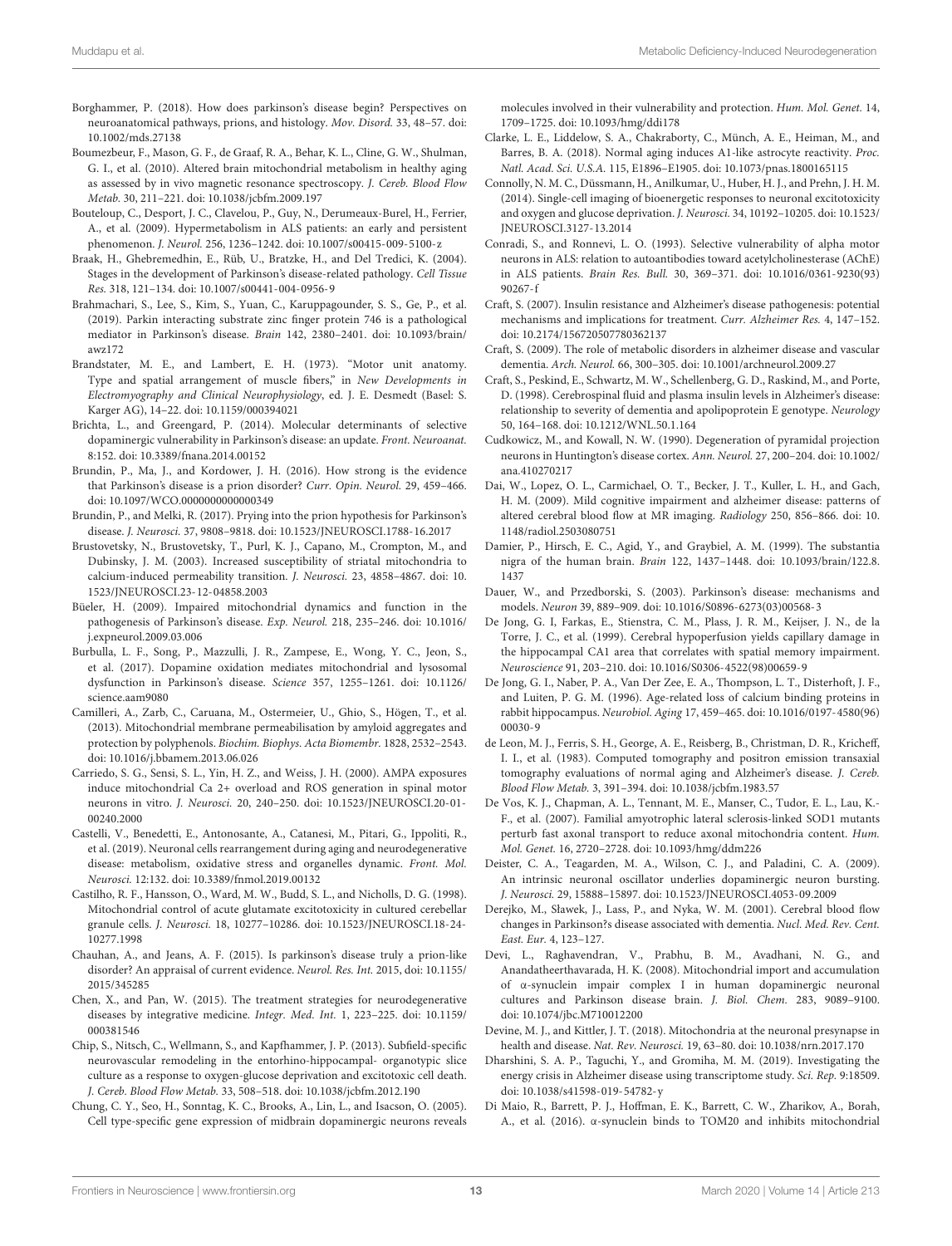Borghammer, P. (2018). How does parkinson's disease begin? Perspectives on neuroanatomical pathways, prions, and histology. *Mov. Disord.* 33, 48–57. doi: 10.1002/mds.27138

Boumezbeur, F., Mason, G. F., de Graaf, R. A., Behar, K. L., Cline, G. W., Shulman, G. I., et al. (2010). Altered brain mitochondrial metabolism in healthy aging as assessed by in vivo magnetic resonance spectroscopy. *J. Cereb. Blood Flow Metab.* 30, 211–221. doi: 10.1038/jcbfm.2009.197

Bouteloup, C., Desport, J. C., Clavelou, P., Guy, N., Derumeaux-Burel, H., Ferrier, A., et al. (2009). Hypermetabolism in ALS patients: an early and persistent phenomenon. *J. Neurol.* 256, 1236–1242. doi: 10.1007/s00415-009-5100-z

Braak, H., Ghebremedhin, E., Rüb, U., Bratzke, H., and Del Tredici, K. (2004). Stages in the development of Parkinson's disease-related pathology. *Cell Tissue Res.* 318, 121–134. doi: 10.1007/s00441-004-0956-9

Brahmachari, S., Lee, S., Kim, S., Yuan, C., Karuppagounder, S. S., Ge, P., et al. (2019). Parkin interacting substrate zinc finger protein 746 is a pathological mediator in Parkinson's disease. *Brain* 142, 2380–2401. doi: 10.1093/brain/awz172

Brandstater, M. E., and Lambert, E. H. (1973). "Motor unit anatomy. Type and spatial arrangement of muscle fibers," in *New Developments in Electromyography and Clinical Neurophysiology*, ed. J. E. Desmedt (Basel: S. Karger AG), 14–22. doi: 10.1159/000394021

Brichta, L., and Greengard, P. (2014). Molecular determinants of selective dopaminergic vulnerability in Parkinson's disease: an update. *Front. Neuroanat.* 8:152. doi: 10.3389/fnana.2014.00152

Brundin, P., Ma, J., and Kordower, J. H. (2016). How strong is the evidence that Parkinson's disease is a prion disorder? *Curr. Opin. Neurol.* 29, 459–466. doi: 10.1097/WCO.0000000000000349

Brundin, P., and Melki, R. (2017). Prying into the prion hypothesis for Parkinson's disease. *J. Neurosci.* 37, 9808–9818. doi: 10.1523/JNEUROSCI.1788-16.2017

Brustovetsky, N., Brustovetsky, T., Purl, K. J., Capano, M., Crompton, M., and Dubinsky, J. M. (2003). Increased susceptibility of striatal mitochondria to calcium-induced permeability transition. *J. Neurosci.* 23, 4858–4867. doi: 10.1523/JNEUROSCI.23-12-04858.2003

Büeler, H. (2009). Impaired mitochondrial dynamics and function in the pathogenesis of Parkinson's disease. *Exp. Neurol.* 218, 235–246. doi: 10.1016/j.expneurol.2009.03.006

Burbulla, L. F., Song, P., Mazzulli, J. R., Zampese, E., Wong, Y. C., Jeon, S., et al. (2017). Dopamine oxidation mediates mitochondrial and lysosomal dysfunction in Parkinson's disease. *Science* 357, 1255–1261. doi: 10.1126/science.aam9080

Camilleri, A., Zarb, C., Caruana, M., Ostermeier, U., Ghio, S., Högen, T., et al. (2013). Mitochondrial membrane permeabilisation by amyloid aggregates and protection by polyphenols. *Biochim. Biophys. Acta Biomembr.* 1828, 2532–2543. doi: 10.1016/j.bbamem.2013.06.026

Carriedo, S. G., Sensi, S. L., Yin, H. Z., and Weiss, J. H. (2000). AMPA exposures induce mitochondrial Ca 2+ overload and ROS generation in spinal motor neurons in vitro. *J. Neurosci.* 20, 240–250. doi: 10.1523/JNEUROSCI.20-01-00240.2000

Castelli, V., Benedetti, E., Antonosante, A., Catanesi, M., Pitari, G., Ippoliti, R., et al. (2019). Neuronal cells rearrangement during aging and neurodegenerative disease: metabolism, oxidative stress and organelles dynamic. *Front. Mol. Neurosci.* 12:132. doi: 10.3389/fnmol.2019.00132

Castilho, R. F., Hansson, O., Ward, M. W., Budd, S. L., and Nicholls, D. G. (1998). Mitochondrial control of acute glutamate excitotoxicity in cultured cerebellar granule cells. *J. Neurosci.* 18, 10277–10286. doi: 10.1523/JNEUROSCI.18-24-10277.1998

Chauhan, A., and Jeans, A. F. (2015). Is parkinson's disease truly a prion-like disorder? An appraisal of current evidence. *Neurol. Res. Int.* 2015, doi: 10.1155/2015/345285

Chen, X., and Pan, W. (2015). The treatment strategies for neurodegenerative diseases by integrative medicine. *Integr. Med. Int.* 1, 223–225. doi: 10.1159/000381546

Chip, S., Nitsch, C., Wellmann, S., and Kapfhammer, J. P. (2013). Subfield-specific neurovascular remodeling in the entorhino-hippocampal- organotypic slice culture as a response to oxygen-glucose deprivation and excitotoxic cell death. *J. Cereb. Blood Flow Metab.* 33, 508–518. doi: 10.1038/jcbfm.2012.190

Chung, C. Y., Seo, H., Sonntag, K. C., Brooks, A., Lin, L., and Isacson, O. (2005). Cell type-specific gene expression of midbrain dopaminergic neurons reveals molecules involved in their vulnerability and protection. *Hum. Mol. Genet.* 14, 1709–1725. doi: 10.1093/hmg/ddi178

Clarke, L. E., Liddelow, S. A., Chakraborty, C., Münch, A. E., Heiman, M., and Barres, B. A. (2018). Normal aging induces A1-like astrocyte reactivity. *Proc. Natl. Acad. Sci. U.S.A.* 115, E1896–E1905. doi: 10.1073/pnas.1800165115

Connolly, N. M. C., Düssmann, H., Anilkumar, U., Huber, H. J., and Prehn, J. H. M. (2014). Single-cell imaging of bioenergetic responses to neuronal excitotoxicity and oxygen and glucose deprivation. *J. Neurosci.* 34, 10192–10205. doi: 10.1523/JNEUROSCI.3127-13.2014

Conradi, S., and Ronnevi, L. O. (1993). Selective vulnerability of alpha motor neurons in ALS: relation to autoantibodies toward acetylcholinesterase (AChE) in ALS patients. *Brain Res. Bull.* 30, 369–371. doi: 10.1016/0361-9230(93)90267-f

Craft, S. (2007). Insulin resistance and Alzheimer's disease pathogenesis: potential mechanisms and implications for treatment. *Curr. Alzheimer Res.* 4, 147–152. doi: 10.2174/156720507780362137

Craft, S. (2009). The role of metabolic disorders in alzheimer disease and vascular dementia. *Arch. Neurol.* 66, 300–305. doi: 10.1001/archneurol.2009.27

Craft, S., Peskind, E., Schwartz, M. W., Schellenberg, G. D., Raskind, M., and Porte, D. (1998). Cerebrospinal fluid and plasma insulin levels in Alzheimer's disease: relationship to severity of dementia and apolipoprotein E genotype. *Neurology* 50, 164–168. doi: 10.1212/WNL.50.1.164

Cudkowicz, M., and Kowall, N. W. (1990). Degeneration of pyramidal projection neurons in Huntington's disease cortex. *Ann. Neurol.* 27, 200–204. doi: 10.1002/ana.410270217

Dai, W., Lopez, O. L., Carmichael, O. T., Becker, J. T., Kuller, L. H., and Gach, H. M. (2009). Mild cognitive impairment and alzheimer disease: patterns of altered cerebral blood flow at MR imaging. *Radiology* 250, 856–866. doi: 10.1148/radiol.2503080751

Damier, P., Hirsch, E. C., Agid, Y., and Graybiel, A. M. (1999). The substantia nigra of the human brain. *Brain* 122, 1437–1448. doi: 10.1093/brain/122.8.1437

Dauer, W., and Przedborski, S. (2003). Parkinson's disease: mechanisms and models. *Neuron* 39, 889–909. doi: 10.1016/S0896-6273(03)00568-3

De Jong, G. I, Farkas, E., Stienstra, C. M., Plass, J. R. M., Keijser, J. N., de la Torre, J. C., et al. (1999). Cerebral hypoperfusion yields capillary damage in the hippocampal CA1 area that correlates with spatial memory impairment. *Neuroscience* 91, 203–210. doi: 10.1016/S0306-4522(98)00659-9

De Jong, G. I., Naber, P. A., Van Der Zee, E. A., Thompson, L. T., Disterhoft, J. F., and Luiten, P. G. M. (1996). Age-related loss of calcium binding proteins in rabbit hippocampus. *Neurobiol. Aging* 17, 459–465. doi: 10.1016/0197-4580(96)00030-9

de Leon, M. J., Ferris, S. H., George, A. E., Reisberg, B., Christman, D. R., Kricheff, I. I., et al. (1983). Computed tomography and positron emission transaxial tomography evaluations of normal aging and Alzheimer's disease. *J. Cereb. Blood Flow Metab.* 3, 391–394. doi: 10.1038/jcbfm.1983.57

De Vos, K. J., Chapman, A. L., Tennant, M. E., Manser, C., Tudor, E. L., Lau, K.-F., et al. (2007). Familial amyotrophic lateral sclerosis-linked SOD1 mutants perturb fast axonal transport to reduce axonal mitochondria content. *Hum. Mol. Genet.* 16, 2720–2728. doi: 10.1093/hmg/ddm226

Deister, C. A., Teagarden, M. A., Wilson, C. J., and Paladini, C. A. (2009). An intrinsic neuronal oscillator underlies dopaminergic neuron bursting. *J. Neurosci.* 29, 15888–15897. doi: 10.1523/JNEUROSCI.4053-09.2009

Derejko, M., Sławek, J., Lass, P., and Nyka, W. M. (2001). Cerebral blood flow changes in Parkinson?s disease associated with dementia. *Nucl. Med. Rev. Cent. East. Eur.* 4, 123–127.

Devi, L., Raghavendran, V., Prabhu, B. M., Avadhani, N. G., and Anandatheerthavarada, H. K. (2008). Mitochondrial import and accumulation of α-synuclein impair complex I in human dopaminergic neuronal cultures and Parkinson disease brain. *J. Biol. Chem.* 283, 9089–9100. doi: 10.1074/jbc.M710012200

Devine, M. J., and Kittler, J. T. (2018). Mitochondria at the neuronal presynapse in health and disease. *Nat. Rev. Neurosci.* 19, 63–80. doi: 10.1038/nrn.2017.170

Dharshini, S. A. P., Taguchi, Y., and Gromiha, M. M. (2019). Investigating the energy crisis in Alzheimer disease using transcriptome study. *Sci. Rep.* 9:18509. doi: 10.1038/s41598-019-54782-y

Di Maio, R., Barrett, P. J., Hoffman, E. K., Barrett, C. W., Zharikov, A., Borah, A., et al. (2016). α-synuclein binds to TOM20 and inhibits mitochondrial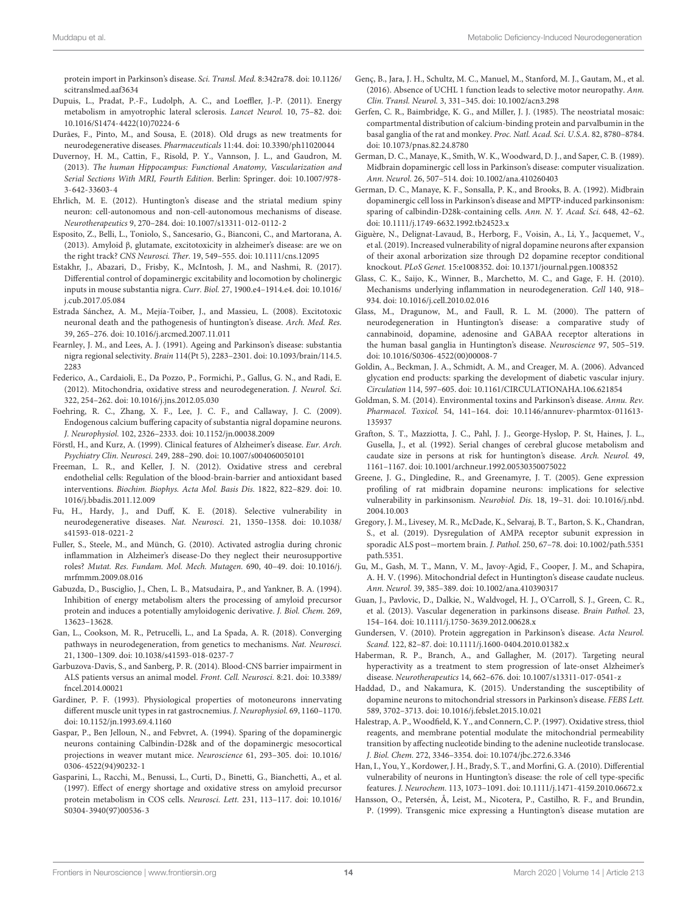protein import in Parkinson's disease. *Sci. Transl. Med.* 8:342ra78. doi: 10.1126/scitranslmed.aaf3634

Dupuis, L., Pradat, P.-F., Ludolph, A. C., and Loeffler, J.-P. (2011). Energy metabolism in amyotrophic lateral sclerosis. *Lancet Neurol.* 10, 75–82. doi: 10.1016/S1474-4422(10)70224-6

Durães, F., Pinto, M., and Sousa, E. (2018). Old drugs as new treatments for neurodegenerative diseases. *Pharmaceuticals* 11:44. doi: 10.3390/ph11020044

Duvernoy, H. M., Cattin, F., Risold, P. Y., Vannson, J. L., and Gaudron, M. (2013). *The human Hippocampus: Functional Anatomy, Vascularization and Serial Sections With MRI, Fourth Edition*. Berlin: Springer. doi: 10.1007/978-3-642-33603-4

Ehrlich, M. E. (2012). Huntington's disease and the striatal medium spiny neuron: cell-autonomous and non-cell-autonomous mechanisms of disease. *Neurotherapeutics* 9, 270–284. doi: 10.1007/s13311-012-0112-2

Esposito, Z., Belli, L., Toniolo, S., Sancesario, G., Bianconi, C., and Martorana, A. (2013). Amyloid β, glutamate, excitotoxicity in alzheimer's disease: are we on the right track? *CNS Neurosci. Ther.* 19, 549–555. doi: 10.1111/cns.12095

Estakhr, J., Abazari, D., Frisby, K., McIntosh, J. M., and Nashmi, R. (2017). Differential control of dopaminergic excitability and locomotion by cholinergic inputs in mouse substantia nigra. *Curr. Biol.* 27, 1900.e4–1914.e4. doi: 10.1016/j.cub.2017.05.084

Estrada Sánchez, A. M., Mejía-Toiber, J., and Massieu, L. (2008). Excitotoxic neuronal death and the pathogenesis of huntington's disease. *Arch. Med. Res.* 39, 265–276. doi: 10.1016/j.arcmed.2007.11.011

Fearnley, J. M., and Lees, A. J. (1991). Ageing and Parkinson's disease: substantia nigra regional selectivity. *Brain* 114(Pt 5), 2283–2301. doi: 10.1093/brain/114.5.2283

Federico, A., Cardaioli, E., Da Pozzo, P., Formichi, P., Gallus, G. N., and Radi, E. (2012). Mitochondria, oxidative stress and neurodegeneration. *J. Neurol. Sci.* 322, 254–262. doi: 10.1016/j.jns.2012.05.030

Foehring, R. C., Zhang, X. F., Lee, J. C. F., and Callaway, J. C. (2009). Endogenous calcium buffering capacity of substantia nigral dopamine neurons. *J. Neurophysiol.* 102, 2326–2333. doi: 10.1152/jn.00038.2009

Förstl, H., and Kurz, A. (1999). Clinical features of Alzheimer's disease. *Eur. Arch. Psychiatry Clin. Neurosci.* 249, 288–290. doi: 10.1007/s004060050101

Freeman, L. R., and Keller, J. N. (2012). Oxidative stress and cerebral endothelial cells: Regulation of the blood-brain-barrier and antioxidant based interventions. *Biochim. Biophys. Acta Mol. Basis Dis.* 1822, 822–829. doi: 10.1016/j.bbadis.2011.12.009

Fu, H., Hardy, J., and Duff, K. E. (2018). Selective vulnerability in neurodegenerative diseases. *Nat. Neurosci.* 21, 1350–1358. doi: 10.1038/s41593-018-0221-2

Fuller, S., Steele, M., and Münch, G. (2010). Activated astroglia during chronic inflammation in Alzheimer's disease-Do they neglect their neurosupportive roles? *Mutat. Res. Fundam. Mol. Mech. Mutagen.* 690, 40–49. doi: 10.1016/j.mrfmmm.2009.08.016

Gabuzda, D., Busciglio, J., Chen, L. B., Matsudaira, P., and Yankner, B. A. (1994). Inhibition of energy metabolism alters the processing of amyloid precursor protein and induces a potentially amyloidogenic derivative. *J. Biol. Chem.* 269, 13623–13628.

Gan, L., Cookson, M. R., Petrucelli, L., and La Spada, A. R. (2018). Converging pathways in neurodegeneration, from genetics to mechanisms. *Nat. Neurosci.* 21, 1300–1309. doi: 10.1038/s41593-018-0237-7

Garbuzova-Davis, S., and Sanberg, P. R. (2014). Blood-CNS barrier impairment in ALS patients versus an animal model. *Front. Cell. Neurosci.* 8:21. doi: 10.3389/fncel.2014.00021

Gardiner, P. F. (1993). Physiological properties of motoneurons innervating different muscle unit types in rat gastrocnemius. *J. Neurophysiol.* 69, 1160–1170. doi: 10.1152/jn.1993.69.4.1160

Gaspar, P., Ben Jelloun, N., and Febvret, A. (1994). Sparing of the dopaminergic neurons containing Calbindin-D28k and of the dopaminergic mesocortical projections in weaver mutant mice. *Neuroscience* 61, 293–305. doi: 10.1016/0306-4522(94)90232-1

Gasparini, L., Racchi, M., Benussi, L., Curti, D., Binetti, G., Bianchetti, A., et al. (1997). Effect of energy shortage and oxidative stress on amyloid precursor protein metabolism in COS cells. *Neurosci. Lett.* 231, 113–117. doi: 10.1016/S0304-3940(97)00536-3

Genç, B., Jara, J. H., Schultz, M. C., Manuel, M., Stanford, M. J., Gautam, M., et al. (2016). Absence of UCHL 1 function leads to selective motor neuropathy. *Ann. Clin. Transl. Neurol.* 3, 331–345. doi: 10.1002/acn3.298

Gerfen, C. R., Baimbridge, K. G., and Miller, J. J. (1985). The neostriatal mosaic: compartmental distribution of calcium-binding protein and parvalbumin in the basal ganglia of the rat and monkey. *Proc. Natl. Acad. Sci. U.S.A.* 82, 8780–8784. doi: 10.1073/pnas.82.24.8780

German, D. C., Manaye, K., Smith, W. K., Woodward, D. J., and Saper, C. B. (1989). Midbrain dopaminergic cell loss in Parkinson's disease: computer visualization. *Ann. Neurol.* 26, 507–514. doi: 10.1002/ana.410260403

German, D. C., Manaye, K. F., Sonsalla, P. K., and Brooks, B. A. (1992). Midbrain dopaminergic cell loss in Parkinson's disease and MPTP-induced parkinsonism: sparing of calbindin-D28k-containing cells. *Ann. N. Y. Acad. Sci.* 648, 42–62. doi: 10.1111/j.1749-6632.1992.tb24523.x

Giguère, N., Delignat-Lavaud, B., Herborg, F., Voisin, A., Li, Y., Jacquemet, V., et al. (2019). Increased vulnerability of nigral dopamine neurons after expansion of their axonal arborization size through D2 dopamine receptor conditional knockout. *PLoS Genet.* 15:e1008352. doi: 10.1371/journal.pgen.1008352

Glass, C. K., Saijo, K., Winner, B., Marchetto, M. C., and Gage, F. H. (2010). Mechanisms underlying inflammation in neurodegeneration. *Cell* 140, 918–934. doi: 10.1016/j.cell.2010.02.016

Glass, M., Dragunow, M., and Faull, R. L. M. (2000). The pattern of neurodegeneration in Huntington's disease: a comparative study of cannabinoid, dopamine, adenosine and GABAA receptor alterations in the human basal ganglia in Huntington's disease. *Neuroscience* 97, 505–519. doi: 10.1016/S0306-4522(00)00008-7

Goldin, A., Beckman, J. A., Schmidt, A. M., and Creager, M. A. (2006). Advanced glycation end products: sparking the development of diabetic vascular injury. *Circulation* 114, 597–605. doi: 10.1161/CIRCULATIONAHA.106.621854

Goldman, S. M. (2014). Environmental toxins and Parkinson's disease. *Annu. Rev. Pharmacol. Toxicol.* 54, 141–164. doi: 10.1146/annurev-pharmtox-011613-135937

Grafton, S. T., Mazziotta, J. C., Pahl, J. J., George-Hyslop, P. St, Haines, J. L., Gusella, J., et al. (1992). Serial changes of cerebral glucose metabolism and caudate size in persons at risk for huntington's disease. *Arch. Neurol.* 49, 1161–1167. doi: 10.1001/archneur.1992.00530350075022

Greene, J. G., Dingledine, R., and Greenamyre, J. T. (2005). Gene expression profiling of rat midbrain dopamine neurons: implications for selective vulnerability in parkinsonism. *Neurobiol. Dis.* 18, 19–31. doi: 10.1016/j.nbd.2004.10.003

Gregory, J. M., Livesey, M. R., McDade, K., Selvaraj, B. T., Barton, S. K., Chandran, S., et al. (2019). Dysregulation of AMPA receptor subunit expression in sporadic ALS post—mortem brain. *J. Pathol.* 250, 67–78. doi: 10.1002/path.5351 path.5351.

Gu, M., Gash, M. T., Mann, V. M., Javoy-Agid, F., Cooper, J. M., and Schapira, A. H. V. (1996). Mitochondrial defect in Huntington's disease caudate nucleus. *Ann. Neurol.* 39, 385–389. doi: 10.1002/ana.410390317

Guan, J., Pavlovic, D., Dalkie, N., Waldvogel, H. J., O'Carroll, S. J., Green, C. R., et al. (2013). Vascular degeneration in parkinsons disease. *Brain Pathol.* 23, 154–164. doi: 10.1111/j.1750-3639.2012.00628.x

Gundersen, V. (2010). Protein aggregation in Parkinson's disease. *Acta Neurol. Scand.* 122, 82–87. doi: 10.1111/j.1600-0404.2010.01382.x

Haberman, R. P., Branch, A., and Gallagher, M. (2017). Targeting neural hyperactivity as a treatment to stem progression of late-onset Alzheimer's disease. *Neurotherapeutics* 14, 662–676. doi: 10.1007/s13311-017-0541-z

Haddad, D., and Nakamura, K. (2015). Understanding the susceptibility of dopamine neurons to mitochondrial stressors in Parkinson's disease. *FEBS Lett.* 589, 3702–3713. doi: 10.1016/j.febslet.2015.10.021

Halestrap, A. P., Woodfield, K. Y., and Connern, C. P. (1997). Oxidative stress, thiol reagents, and membrane potential modulate the mitochondrial permeability transition by affecting nucleotide binding to the adenine nucleotide translocase. *J. Biol. Chem.* 272, 3346–3354. doi: 10.1074/jbc.272.6.3346

Han, I., You, Y., Kordower, J. H., Brady, S. T., and Morfini, G. A. (2010). Differential vulnerability of neurons in Huntington's disease: the role of cell type-specific features. *J. Neurochem.* 113, 1073–1091. doi: 10.1111/j.1471-4159.2010.06672.x

Hansson, O., Petersén, Å, Leist, M., Nicotera, P., Castilho, R. F., and Brundin, P. (1999). Transgenic mice expressing a Huntington's disease mutation are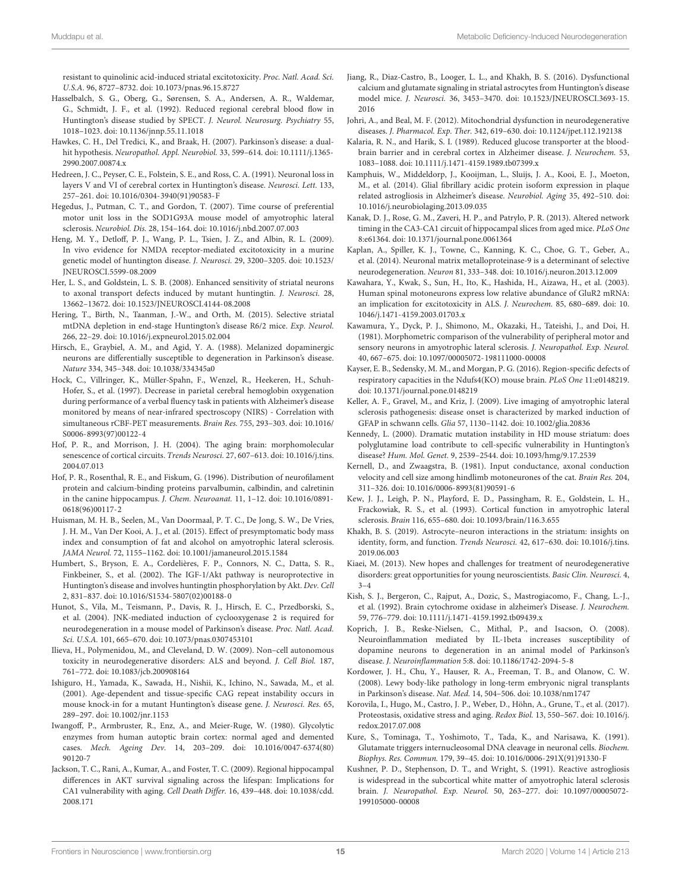resistant to quinolinic acid-induced striatal excitotoxicity. *Proc. Natl. Acad. Sci. U.S.A.* 96, 8727–8732. doi: 10.1073/pnas.96.15.8727

Hasselbalch, S. G., Oberg, G., Sørensen, S. A., Andersen, A. R., Waldemar, G., Schmidt, J. F., et al. (1992). Reduced regional cerebral blood flow in Huntington's disease studied by SPECT. *J. Neurol. Neurosurg. Psychiatry* 55, 1018–1023. doi: 10.1136/jnnp.55.11.1018

Hawkes, C. H., Del Tredici, K., and Braak, H. (2007). Parkinson's disease: a dual-hit hypothesis. *Neuropathol. Appl. Neurobiol.* 33, 599–614. doi: 10.1111/j.1365-2990.2007.00874.x

Hedreen, J. C., Peyser, C. E., Folstein, S. E., and Ross, C. A. (1991). Neuronal loss in layers V and VI of cerebral cortex in Huntington's disease. *Neurosci. Lett.* 133, 257–261. doi: 10.1016/0304-3940(91)90583-F

Hegedus, J., Putman, C. T., and Gordon, T. (2007). Time course of preferential motor unit loss in the SOD1G93A mouse model of amyotrophic lateral sclerosis. *Neurobiol. Dis.* 28, 154–164. doi: 10.1016/j.nbd.2007.07.003

Heng, M. Y., Detloff, P. J., Wang, P. L., Tsien, J. Z., and Albin, R. L. (2009). In vivo evidence for NMDA receptor-mediated excitotoxicity in a murine genetic model of huntington disease. *J. Neurosci.* 29, 3200–3205. doi: 10.1523/JNEUROSCI.5599-08.2009

Her, L. S., and Goldstein, L. S. B. (2008). Enhanced sensitivity of striatal neurons to axonal transport defects induced by mutant huntingtin. *J. Neurosci.* 28, 13662–13672. doi: 10.1523/JNEUROSCI.4144-08.2008

Hering, T., Birth, N., Taanman, J.-W., and Orth, M. (2015). Selective striatal mtDNA depletion in end-stage Huntington's disease R6/2 mice. *Exp. Neurol.* 266, 22–29. doi: 10.1016/j.expneurol.2015.02.004

Hirsch, E., Graybiel, A. M., and Agid, Y. A. (1988). Melanized dopaminergic neurons are differentially susceptible to degeneration in Parkinson's disease. *Nature* 334, 345–348. doi: 10.1038/334345a0

Hock, C., Villringer, K., Müller-Spahn, F., Wenzel, R., Heekeren, H., Schuh-Hofer, S., et al. (1997). Decrease in parietal cerebral hemoglobin oxygenation during performance of a verbal fluency task in patients with Alzheimer's disease monitored by means of near-infrared spectroscopy (NIRS) - Correlation with simultaneous rCBF-PET measurements. *Brain Res.* 755, 293–303. doi: 10.1016/S0006-8993(97)00122-4

Hof, P. R., and Morrison, J. H. (2004). The aging brain: morphomolecular senescence of cortical circuits. *Trends Neurosci.* 27, 607–613. doi: 10.1016/j.tins.2004.07.013

Hof, P. R., Rosenthal, R. E., and Fiskum, G. (1996). Distribution of neurofilament protein and calcium-binding proteins parvalbumin, calbindin, and calretinin in the canine hippocampus. *J. Chem. Neuroanat.* 11, 1–12. doi: 10.1016/0891-0618(96)00117-2

Huisman, M. H. B., Seelen, M., Van Doormaal, P. T. C., De Jong, S. W., De Vries, J. H. M., Van Der Kooi, A. J., et al. (2015). Effect of presymptomatic body mass index and consumption of fat and alcohol on amyotrophic lateral sclerosis. *JAMA Neurol.* 72, 1155–1162. doi: 10.1001/jamaneurol.2015.1584

Humbert, S., Bryson, E. A., Cordelières, F. P., Connors, N. C., Datta, S. R., Finkbeiner, S., et al. (2002). The IGF-1/Akt pathway is neuroprotective in Huntington's disease and involves huntingtin phosphorylation by Akt. *Dev. Cell* 2, 831–837. doi: 10.1016/S1534-5807(02)00188-0

Hunot, S., Vila, M., Teismann, P., Davis, R. J., Hirsch, E. C., Przedborski, S., et al. (2004). JNK-mediated induction of cyclooxygenase 2 is required for neurodegeneration in a mouse model of Parkinson's disease. *Proc. Natl. Acad. Sci. U.S.A.* 101, 665–670. doi: 10.1073/pnas.0307453101

Ilieva, H., Polymenidou, M., and Cleveland, D. W. (2009). Non–cell autonomous toxicity in neurodegenerative disorders: ALS and beyond. *J. Cell Biol.* 187, 761–772. doi: 10.1083/jcb.200908164

Ishiguro, H., Yamada, K., Sawada, H., Nishii, K., Ichino, N., Sawada, M., et al. (2001). Age-dependent and tissue-specific CAG repeat instability occurs in mouse knock-in for a mutant Huntington's disease gene. *J. Neurosci. Res.* 65, 289–297. doi: 10.1002/jnr.1153

Iwangoff, P., Armbruster, R., Enz, A., and Meier-Ruge, W. (1980). Glycolytic enzymes from human autoptic brain cortex: normal aged and demented cases. *Mech. Ageing Dev.* 14, 203–209. doi: 10.1016/0047-6374(80)90120-7

Jackson, T. C., Rani, A., Kumar, A., and Foster, T. C. (2009). Regional hippocampal differences in AKT survival signaling across the lifespan: Implications for CA1 vulnerability with aging. *Cell Death Differ.* 16, 439–448. doi: 10.1038/cdd.2008.171

Jiang, R., Diaz-Castro, B., Looger, L. L., and Khakh, B. S. (2016). Dysfunctional calcium and glutamate signaling in striatal astrocytes from Huntington's disease model mice. *J. Neurosci.* 36, 3453–3470. doi: 10.1523/JNEUROSCI.3693-15.2016

Johri, A., and Beal, M. F. (2012). Mitochondrial dysfunction in neurodegenerative diseases. *J. Pharmacol. Exp. Ther.* 342, 619–630. doi: 10.1124/jpet.112.192138

Kalaria, R. N., and Harik, S. I. (1989). Reduced glucose transporter at the blood-brain barrier and in cerebral cortex in Alzheimer disease. *J. Neurochem.* 53, 1083–1088. doi: 10.1111/j.1471-4159.1989.tb07399.x

Kamphuis, W., Middeldorp, J., Kooijman, L., Sluijs, J. A., Kooi, E. J., Moeton, M., et al. (2014). Glial fibrillary acidic protein isoform expression in plaque related astrogliosis in Alzheimer's disease. *Neurobiol. Aging* 35, 492–510. doi: 10.1016/j.neurobiolaging.2013.09.035

Kanak, D. J., Rose, G. M., Zaveri, H. P., and Patrylo, P. R. (2013). Altered network timing in the CA3-CA1 circuit of hippocampal slices from aged mice. *PLoS One* 8:e61364. doi: 10.1371/journal.pone.0061364

Kaplan, A., Spiller, K. J., Towne, C., Kanning, K. C., Choe, G. T., Geber, A., et al. (2014). Neuronal matrix metalloproteinase-9 is a determinant of selective neurodegeneration. *Neuron* 81, 333–348. doi: 10.1016/j.neuron.2013.12.009

Kawahara, Y., Kwak, S., Sun, H., Ito, K., Hashida, H., Aizawa, H., et al. (2003). Human spinal motoneurons express low relative abundance of GluR2 mRNA: an implication for excitotoxicity in ALS. *J. Neurochem.* 85, 680–689. doi: 10.1046/j.1471-4159.2003.01703.x

Kawamura, Y., Dyck, P. J., Shimono, M., Okazaki, H., Tateishi, J., and Doi, H. (1981). Morphometric comparison of the vulnerability of peripheral motor and sensory neurons in amyotrophic lateral sclerosis. *J. Neuropathol. Exp. Neurol.* 40, 667–675. doi: 10.1097/00005072-198111000-00008

Kayser, E. B., Sedensky, M. M., and Morgan, P. G. (2016). Region-specific defects of respiratory capacities in the Ndufs4(KO) mouse brain. *PLoS One* 11:e0148219. doi: 10.1371/journal.pone.0148219

Keller, A. F., Gravel, M., and Kriz, J. (2009). Live imaging of amyotrophic lateral sclerosis pathogenesis: disease onset is characterized by marked induction of GFAP in schwann cells. *Glia* 57, 1130–1142. doi: 10.1002/glia.20836

Kennedy, L. (2000). Dramatic mutation instability in HD mouse striatum: does polyglutamine load contribute to cell-specific vulnerability in Huntington's disease? *Hum. Mol. Genet.* 9, 2539–2544. doi: 10.1093/hmg/9.17.2539

Kernell, D., and Zwaagstra, B. (1981). Input conductance, axonal conduction velocity and cell size among hindlimb motoneurones of the cat. *Brain Res.* 204, 311–326. doi: 10.1016/0006-8993(81)90591-6

Kew, J. J., Leigh, P. N., Playford, E. D., Passingham, R. E., Goldstein, L. H., Frackowiak, R. S., et al. (1993). Cortical function in amyotrophic lateral sclerosis. *Brain* 116, 655–680. doi: 10.1093/brain/116.3.655

Khakh, B. S. (2019). Astrocyte–neuron interactions in the striatum: insights on identity, form, and function. *Trends Neurosci.* 42, 617–630. doi: 10.1016/j.tins.2019.06.003

Kiaei, M. (2013). New hopes and challenges for treatment of neurodegenerative disorders: great opportunities for young neuroscientists. *Basic Clin. Neurosci.* 4, 3–4

Kish, S. J., Bergeron, C., Rajput, A., Dozic, S., Mastrogiacomo, F., Chang, L.-J., et al. (1992). Brain cytochrome oxidase in alzheimer's Disease. *J. Neurochem.* 59, 776–779. doi: 10.1111/j.1471-4159.1992.tb09439.x

Koprich, J. B., Reske-Nielsen, C., Mithal, P., and Isacson, O. (2008). Neuroinflammation mediated by IL-1beta increases susceptibility of dopamine neurons to degeneration in an animal model of Parkinson's disease. *J. Neuroinflammation* 5:8. doi: 10.1186/1742-2094-5-8

Kordower, J. H., Chu, Y., Hauser, R. A., Freeman, T. B., and Olanow, C. W. (2008). Lewy body-like pathology in long-term embryonic nigral transplants in Parkinson's disease. *Nat. Med.* 14, 504–506. doi: 10.1038/nm1747

Korovila, I., Hugo, M., Castro, J. P., Weber, D., Höhn, A., Grune, T., et al. (2017). Proteostasis, oxidative stress and aging. *Redox Biol.* 13, 550–567. doi: 10.1016/j.redox.2017.07.008

Kure, S., Tominaga, T., Yoshimoto, T., Tada, K., and Narisawa, K. (1991). Glutamate triggers internucleosomal DNA cleavage in neuronal cells. *Biochem. Biophys. Res. Commun.* 179, 39–45. doi: 10.1016/0006-291X(91)91330-F

Kushner, P. D., Stephenson, D. T., and Wright, S. (1991). Reactive astrogliosis is widespread in the subcortical white matter of amyotrophic lateral sclerosis brain. *J. Neuropathol. Exp. Neurol.* 50, 263–277. doi: 10.1097/00005072-199105000-00008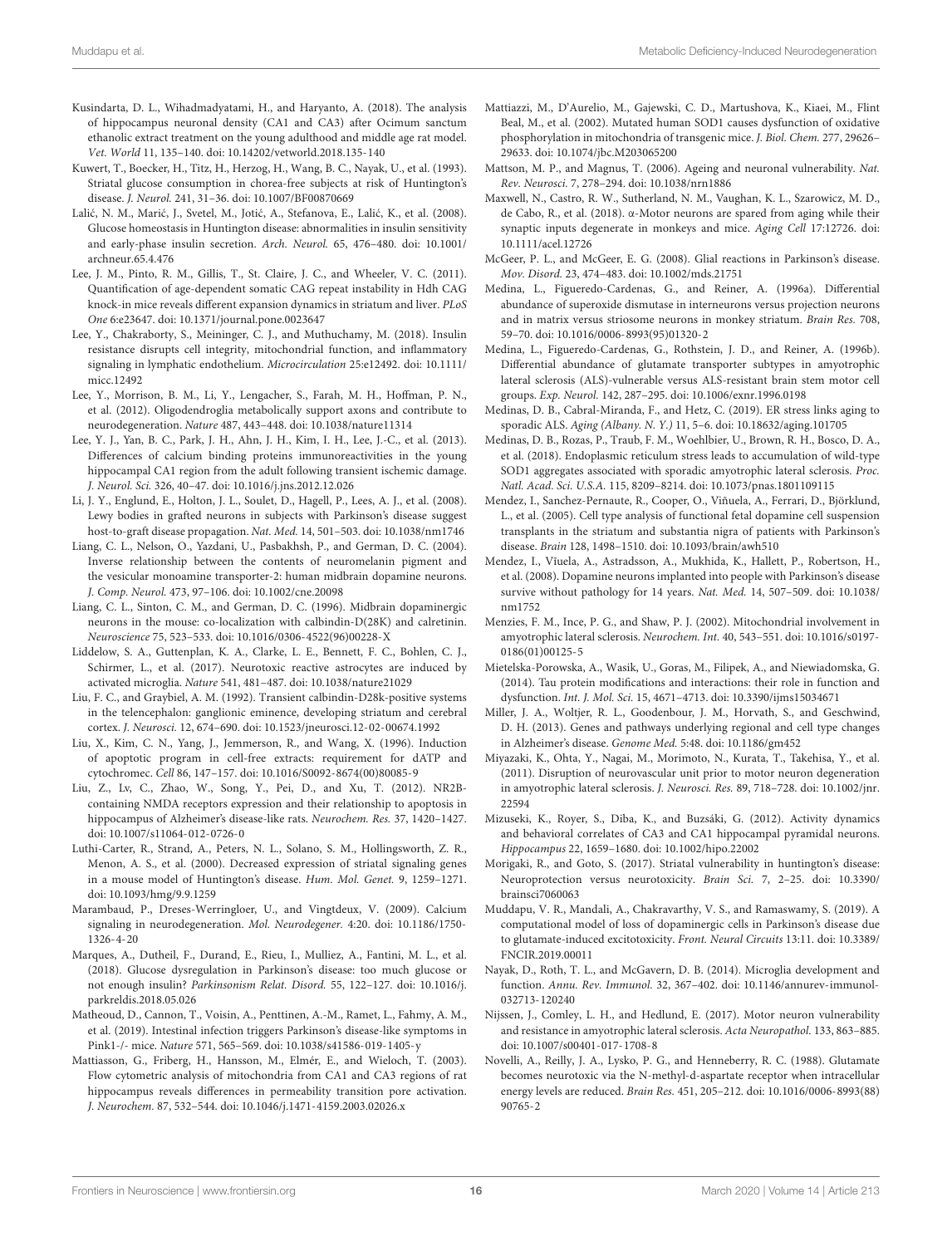Kusindarta, D. L., Wihadmadyatami, H., and Haryanto, A. (2018). The analysis of hippocampus neuronal density (CA1 and CA3) after Ocimum sanctum ethanolic extract treatment on the young adulthood and middle age rat model. *Vet. World* 11, 135–140. doi: 10.14202/vetworld.2018.135-140

Kuwert, T., Boecker, H., Titz, H., Herzog, H., Wang, B. C., Nayak, U., et al. (1993). Striatal glucose consumption in chorea-free subjects at risk of Huntington's disease. *J. Neurol.* 241, 31–36. doi: 10.1007/BF00870669

Lalić, N. M., Marić, J., Svetel, M., Jotić, A., Stefanova, E., Lalić, K., et al. (2008). Glucose homeostasis in Huntington disease: abnormalities in insulin sensitivity and early-phase insulin secretion. *Arch. Neurol.* 65, 476–480. doi: 10.1001/archneur.65.4.476

Lee, J. M., Pinto, R. M., Gillis, T., St. Claire, J. C., and Wheeler, V. C. (2011). Quantification of age-dependent somatic CAG repeat instability in Hdh CAG knock-in mice reveals different expansion dynamics in striatum and liver. *PLoS One* 6:e23647. doi: 10.1371/journal.pone.0023647

Lee, Y., Chakraborty, S., Meininger, C. J., and Muthuchamy, M. (2018). Insulin resistance disrupts cell integrity, mitochondrial function, and inflammatory signaling in lymphatic endothelium. *Microcirculation* 25:e12492. doi: 10.1111/micc.12492

Lee, Y., Morrison, B. M., Li, Y., Lengacher, S., Farah, M. H., Hoffman, P. N., et al. (2012). Oligodendroglia metabolically support axons and contribute to neurodegeneration. *Nature* 487, 443–448. doi: 10.1038/nature11314

Lee, Y. J., Yan, B. C., Park, J. H., Ahn, J. H., Kim, I. H., Lee, J.-C., et al. (2013). Differences of calcium binding proteins immunoreactivities in the young hippocampal CA1 region from the adult following transient ischemic damage. *J. Neurol. Sci.* 326, 40–47. doi: 10.1016/j.jns.2012.12.026

Li, J. Y., Englund, E., Holton, J. L., Soulet, D., Hagell, P., Lees, A. J., et al. (2008). Lewy bodies in grafted neurons in subjects with Parkinson's disease suggest host-to-graft disease propagation. *Nat. Med.* 14, 501–503. doi: 10.1038/nm1746

Liang, C. L., Nelson, O., Yazdani, U., Pasbakhsh, P., and German, D. C. (2004). Inverse relationship between the contents of neuromelanin pigment and the vesicular monoamine transporter-2: human midbrain dopamine neurons. *J. Comp. Neurol.* 473, 97–106. doi: 10.1002/cne.20098

Liang, C. L., Sinton, C. M., and German, D. C. (1996). Midbrain dopaminergic neurons in the mouse: co-localization with calbindin-D(28K) and calretinin. *Neuroscience* 75, 523–533. doi: 10.1016/0306-4522(96)00228-X

Liddelow, S. A., Guttenplan, K. A., Clarke, L. E., Bennett, F. C., Bohlen, C. J., Schirmer, L., et al. (2017). Neurotoxic reactive astrocytes are induced by activated microglia. *Nature* 541, 481–487. doi: 10.1038/nature21029

Liu, F. C., and Graybiel, A. M. (1992). Transient calbindin-D28k-positive systems in the telencephalon: ganglionic eminence, developing striatum and cerebral cortex. *J. Neurosci.* 12, 674–690. doi: 10.1523/jneurosci.12-02-00674.1992

Liu, X., Kim, C. N., Yang, J., Jemmerson, R., and Wang, X. (1996). Induction of apoptotic program in cell-free extracts: requirement for dATP and cytochrome. *Cell* 86, 147–157. doi: 10.1016/S0092-8674(00)80085-9

Liu, Z., Lv, C., Zhao, W., Song, Y., Pei, D., and Xu, T. (2012). NR2B-containing NMDA receptors expression and their relationship to apoptosis in hippocampus of Alzheimer's disease-like rats. *Neurochem. Res.* 37, 1420–1427. doi: 10.1007/s11064-012-0726-0

Luthi-Carter, R., Strand, A., Peters, N. L., Solano, S. M., Hollingsworth, Z. R., Menon, A. S., et al. (2000). Decreased expression of striatal signaling genes in a mouse model of Huntington's disease. *Hum. Mol. Genet.* 9, 1259–1271. doi: 10.1093/hmg/9.9.1259

Marambaud, P., Dreses-Werringloer, U., and Vingtdeux, V. (2009). Calcium signaling in neurodegeneration. *Mol. Neurodegener.* 4:20. doi: 10.1186/1750-1326-4-20

Marques, A., Dutheil, F., Durand, E., Rieu, I., Mulliez, A., Fantini, M. L., et al. (2018). Glucose dysregulation in Parkinson's disease: too much glucose or not enough insulin? *Parkinsonism Relat. Disord.* 55, 122–127. doi: 10.1016/j.parkreldis.2018.05.026

Matheoud, D., Cannon, T., Voisin, A., Penttinen, A.-M., Ramet, L., Fahmy, A. M., et al. (2019). Intestinal infection triggers Parkinson's disease-like symptoms in Pink1-/- mice. *Nature* 571, 565–569. doi: 10.1038/s41586-019-1405-y

Mattiasson, G., Friberg, H., Hansson, M., Elmér, E., and Wieloch, T. (2003). Flow cytometric analysis of mitochondria from CA1 and CA3 regions of rat hippocampus reveals differences in permeability transition pore activation. *J. Neurochem.* 87, 532–544. doi: 10.1046/j.1471-4159.2003.02026.x

Mattiazzi, M., D'Aurelio, M., Gajewski, C. D., Martushova, K., Kiaei, M., Flint Beal, M., et al. (2002). Mutated human SOD1 causes dysfunction of oxidative phosphorylation in mitochondria of transgenic mice. *J. Biol. Chem.* 277, 29626–29633. doi: 10.1074/jbc.M203065200

Mattson, M. P., and Magnus, T. (2006). Ageing and neuronal vulnerability. *Nat. Rev. Neurosci.* 7, 278–294. doi: 10.1038/nrn1886

Maxwell, N., Castro, R. W., Sutherland, N. M., Vaughan, K. L., Szarowicz, M. D., de Cabo, R., et al. (2018). α-Motor neurons are spared from aging while their synaptic inputs degenerate in monkeys and mice. *Aging Cell* 17:12726. doi: 10.1111/acel.12726

McGeer, P. L., and McGeer, E. G. (2008). Glial reactions in Parkinson's disease. *Mov. Disord.* 23, 474–483. doi: 10.1002/mds.21751

Medina, L., Figueredo-Cardenas, G., and Reiner, A. (1996a). Differential abundance of superoxide dismutase in interneurons versus projection neurons and in matrix versus striosome neurons in monkey striatum. *Brain Res.* 708, 59–70. doi: 10.1016/0006-8993(95)01320-2

Medina, L., Figueredo-Cardenas, G., Rothstein, J. D., and Reiner, A. (1996b). Differential abundance of glutamate transporter subtypes in amyotrophic lateral sclerosis (ALS)-vulnerable versus ALS-resistant brain stem motor cell groups. *Exp. Neurol.* 142, 287–295. doi: 10.1006/exnr.1996.0198

Medinas, D. B., Cabral-Miranda, F., and Hetz, C. (2019). ER stress links aging to sporadic ALS. *Aging (Albany. N. Y.)* 11, 5–6. doi: 10.18632/aging.101705

Medinas, D. B., Rozas, P., Traub, F. M., Woehlbier, U., Brown, R. H., Bosco, D. A., et al. (2018). Endoplasmic reticulum stress leads to accumulation of wild-type SOD1 aggregates associated with sporadic amyotrophic lateral sclerosis. *Proc. Natl. Acad. Sci. U.S.A.* 115, 8209–8214. doi: 10.1073/pnas.1801109115

Mendez, I., Sanchez-Pernaute, R., Cooper, O., Viñuela, A., Ferrari, D., Björklund, L., et al. (2005). Cell type analysis of functional fetal dopamine cell suspension transplants in the striatum and substantia nigra of patients with Parkinson's disease. *Brain* 128, 1498–1510. doi: 10.1093/brain/awh510

Mendez, I., Viñuela, A., Astradsson, A., Mukhida, K., Hallett, P., Robertson, H., et al. (2008). Dopamine neurons implanted into people with Parkinson's disease survive without pathology for 14 years. *Nat. Med.* 14, 507–509. doi: 10.1038/nm1752

Menzies, F. M., Ince, P. G., and Shaw, P. J. (2002). Mitochondrial involvement in amyotrophic lateral sclerosis. *Neurochem. Int.* 40, 543–551. doi: 10.1016/s0197-0186(01)00125-5

Mietelska-Porowska, A., Wasik, U., Goras, M., Filipek, A., and Niewiadomska, G. (2014). Tau protein modifications and interactions: their role in function and dysfunction. *Int. J. Mol. Sci.* 15, 4671–4713. doi: 10.3390/ijms15034671

Miller, J. A., Woltjer, R. L., Goodenbour, J. M., Horvath, S., and Geschwind, D. H. (2013). Genes and pathways underlying regional and cell type changes in Alzheimer's disease. *Genome Med.* 5:48. doi: 10.1186/gm452

Miyazaki, K., Ohta, Y., Nagai, M., Morimoto, N., Kurata, T., Takehisa, Y., et al. (2011). Disruption of neurovascular unit prior to motor neuron degeneration in amyotrophic lateral sclerosis. *J. Neurosci. Res.* 89, 718–728. doi: 10.1002/jnr.22594

Mizuseki, K., Royer, S., Diba, K., and Buzsáki, G. (2012). Activity dynamics and behavioral correlates of CA3 and CA1 hippocampal pyramidal neurons. *Hippocampus* 22, 1659–1680. doi: 10.1002/hipo.22002

Morigaki, R., and Goto, S. (2017). Striatal vulnerability in huntington's disease: Neuroprotection versus neurotoxicity. *Brain Sci.* 7, 2–25. doi: 10.3390/brainsci7060063

Muddapu, V. R., Mandali, A., Chakravarthy, V. S., and Ramaswamy, S. (2019). A computational model of loss of dopaminergic cells in Parkinson's disease due to glutamate-induced excitotoxicity. *Front. Neural Circuits* 13:11. doi: 10.3389/FNCIR.2019.00011

Nayak, D., Roth, T. L., and McGavern, D. B. (2014). Microglia development and function. *Annu. Rev. Immunol.* 32, 367–402. doi: 10.1146/annurev-immunol-032713-120240

Nijssen, J., Comley, L. H., and Hedlund, E. (2017). Motor neuron vulnerability and resistance in amyotrophic lateral sclerosis. *Acta Neuropathol.* 133, 863–885. doi: 10.1007/s00401-017-1708-8

Novelli, A., Reilly, J. A., Lysko, P. G., and Henneberry, R. C. (1988). Glutamate becomes neurotoxic via the N-methyl-d-aspartate receptor when intracellular energy levels are reduced. *Brain Res.* 451, 205–212. doi: 10.1016/0006-8993(88)90765-2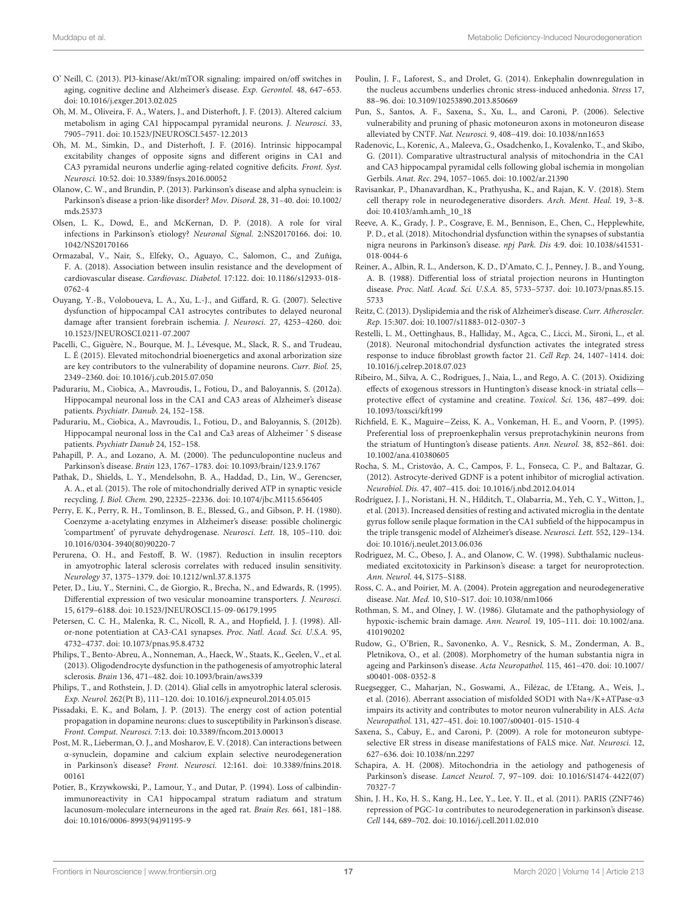O' Neill, C. (2013). PI3-kinase/Akt/mTOR signaling: impaired on/off switches in aging, cognitive decline and Alzheimer's disease. *Exp. Gerontol.* 48, 647–653. doi: 10.1016/j.exger.2013.02.025

Oh, M. M., Oliveira, F. A., Waters, J., and Disterhoft, J. F. (2013). Altered calcium metabolism in aging CA1 hippocampal pyramidal neurons. *J. Neurosci.* 33, 7905–7911. doi: 10.1523/JNEUROSCI.5457-12.2013

Oh, M. M., Simkin, D., and Disterhoft, J. F. (2016). Intrinsic hippocampal excitability changes of opposite signs and different origins in CA1 and CA3 pyramidal neurons underlie aging-related cognitive deficits. *Front. Syst. Neurosci.* 10:52. doi: 10.3389/fnsys.2016.00052

Olanow, C. W., and Brundin, P. (2013). Parkinson's disease and alpha synuclein: is Parkinson's disease a prion-like disorder? *Mov. Disord.* 28, 31–40. doi: 10.1002/mds.25373

Olsen, L. K., Dowd, E., and McKernan, D. P. (2018). A role for viral infections in Parkinson's etiology? *Neuronal Signal.* 2:NS20170166. doi: 10.1042/NS20170166

Ormazabal, V., Nair, S., Elfeky, O., Aguayo, C., Salomon, C., and Zuñiga, F. A. (2018). Association between insulin resistance and the development of cardiovascular disease. *Cardiovasc. Diabetol.* 17:122. doi: 10.1186/s12933-018-0762-4

Ouyang, Y.-B., Voloboueva, L. A., Xu, L.-J., and Giffard, R. G. (2007). Selective dysfunction of hippocampal CA1 astrocytes contributes to delayed neuronal damage after transient forebrain ischemia. *J. Neurosci.* 27, 4253–4260. doi: 10.1523/JNEUROSCI.0211-07.2007

Pacelli, C., Giguère, N., Bourque, M. J., Lévesque, M., Slack, R. S., and Trudeau, L. É. (2015). Elevated mitochondrial bioenergetics and axonal arborization size are key contributors to the vulnerability of dopamine neurons. *Curr. Biol.* 25, 2349–2360. doi: 10.1016/j.cub.2015.07.050

Padurariu, M., Ciobica, A., Mavroudis, I., Fotiou, D., and Baloyannis, S. (2012a). Hippocampal neuronal loss in the CA1 and CA3 areas of Alzheimer's disease patients. *Psychiatr. Danub.* 24, 152–158.

Padurariu, M., Ciobica, A., Mavroudis, I., Fotiou, D., and Baloyannis, S. (2012b). Hippocampal neuronal loss in the Ca1 and Ca3 areas of Alzheimer ' S disease patients. *Psychiatr Danub* 24, 152–158.

Pahapill, P. A., and Lozano, A. M. (2000). The pedunculopontine nucleus and Parkinson's disease. *Brain* 123, 1767–1783. doi: 10.1093/brain/123.9.1767

Pathak, D., Shields, L. Y., Mendelsohn, B. A., Haddad, D., Lin, W., Gerencser, A. A., et al. (2015). The role of mitochondrially derived ATP in synaptic vesicle recycling. *J. Biol. Chem.* 290, 22325–22336. doi: 10.1074/jbc.M115.656405

Perry, E. K., Perry, R. H., Tomlinson, B. E., Blessed, G., and Gibson, P. H. (1980). Coenzyme a-acetylating enzymes in Alzheimer's disease: possible cholinergic 'compartment' of pyruvate dehydrogenase. *Neurosci. Lett.* 18, 105–110. doi: 10.1016/0304-3940(80)90220-7

Perurena, O. H., and Festoff, B. W. (1987). Reduction in insulin receptors in amyotrophic lateral sclerosis correlates with reduced insulin sensitivity. *Neurology* 37, 1375–1379. doi: 10.1212/wnl.37.8.1375

Peter, D., Liu, Y., Sternini, C., de Giorgio, R., Brecha, N., and Edwards, R. (1995). Differential expression of two vesicular monoamine transporters. *J. Neurosci.* 15, 6179–6188. doi: 10.1523/JNEUROSCI.15-09-06179.1995

Petersen, C. C. H., Malenka, R. C., Nicoll, R. A., and Hopfield, J. J. (1998). All-or-none potentiation at CA3-CA1 synapses. *Proc. Natl. Acad. Sci. U.S.A.* 95, 4732–4737. doi: 10.1073/pnas.95.8.4732

Philips, T., Bento-Abreu, A., Nonneman, A., Haeck, W., Staats, K., Geelen, V., et al. (2013). Oligodendrocyte dysfunction in the pathogenesis of amyotrophic lateral sclerosis. *Brain* 136, 471–482. doi: 10.1093/brain/aws339

Philips, T., and Rothstein, J. D. (2014). Glial cells in amyotrophic lateral sclerosis. *Exp. Neurol.* 262(Pt B), 111–120. doi: 10.1016/j.expneurol.2014.05.015

Pissadaki, E. K., and Bolam, J. P. (2013). The energy cost of action potential propagation in dopamine neurons: clues to susceptibility in Parkinson's disease. *Front. Comput. Neurosci.* 7:13. doi: 10.3389/fncom.2013.00013

Post, M. R., Lieberman, O. J., and Mosharov, E. V. (2018). Can interactions between α-synuclein, dopamine and calcium explain selective neurodegeneration in Parkinson's disease? *Front. Neurosci.* 12:161. doi: 10.3389/fnins.2018.00161

Potier, B., Krzywkowski, P., Lamour, Y., and Dutar, P. (1994). Loss of calbindin-immunoreactivity in CA1 hippocampal stratum radiatum and stratum lacunosum-moleculare interneurons in the aged rat. *Brain Res.* 661, 181–188. doi: 10.1016/0006-8993(94)91195-9

Poulin, J. F., Laforest, S., and Drolet, G. (2014). Enkephalin downregulation in the nucleus accumbens underlies chronic stress-induced anhedonia. *Stress* 17, 88–96. doi: 10.3109/10253890.2013.850669

Pun, S., Santos, A. F., Saxena, S., Xu, L., and Caroni, P. (2006). Selective vulnerability and pruning of phasic motoneuron axons in motoneuron disease alleviated by CNTF. *Nat. Neurosci.* 9, 408–419. doi: 10.1038/nn1653

Radenovic, L., Korenic, A., Maleeva, G., Osadchenko, I., Kovalenko, T., and Skibo, G. (2011). Comparative ultrastructural analysis of mitochondria in the CA1 and CA3 hippocampal pyramidal cells following global ischemia in mongolian Gerbils. *Anat. Rec.* 294, 1057–1065. doi: 10.1002/ar.21390

Ravisankar, P., Dhanavardhan, K., Prathyusha, K., and Rajan, K. V. (2018). Stem cell therapy role in neurodegenerative disorders. *Arch. Ment. Heal.* 19, 3–8. doi: 10.4103/amh.amh_10_18

Reeve, A. K., Grady, J. P., Cosgrave, E. M., Bennison, E., Chen, C., Hepplewhite, P. D., et al. (2018). Mitochondrial dysfunction within the synapses of substantia nigra neurons in Parkinson's disease. *npj Park. Dis* 4:9. doi: 10.1038/s41531-018-0044-6

Reiner, A., Albin, R. L., Anderson, K. D., D'Amato, C. J., Penney, J. B., and Young, A. B. (1988). Differential loss of striatal projection neurons in Huntington disease. *Proc. Natl. Acad. Sci. U.S.A.* 85, 5733–5737. doi: 10.1073/pnas.85.15.5733

Reitz, C. (2013). Dyslipidemia and the risk of Alzheimer's disease. *Curr. Atheroscler. Rep.* 15:307. doi: 10.1007/s11883-012-0307-3

Restelli, L. M., Oettinghaus, B., Halliday, M., Agca, C., Licci, M., Sironi, L., et al. (2018). Neuronal mitochondrial dysfunction activates the integrated stress response to induce fibroblast growth factor 21. *Cell Rep.* 24, 1407–1414. doi: 10.1016/j.celrep.2018.07.023

Ribeiro, M., Silva, A. C., Rodrigues, J., Naia, L., and Rego, A. C. (2013). Oxidizing effects of exogenous stressors in Huntington's disease knock-in striatal cells—protective effect of cystamine and creatine. *Toxicol. Sci.* 136, 487–499. doi: 10.1093/toxsci/kft199

Richfield, E. K., Maguire−Zeiss, K. A., Vonkeman, H. E., and Voorn, P. (1995). Preferential loss of preproenkephalin versus preprotachykinin neurons from the striatum of Huntington's disease patients. *Ann. Neurol.* 38, 852–861. doi: 10.1002/ana.410380605

Rocha, S. M., Cristovão, A. C., Campos, F. L., Fonseca, C. P., and Baltazar, G. (2012). Astrocyte-derived GDNF is a potent inhibitor of microglial activation. *Neurobiol. Dis.* 47, 407–415. doi: 10.1016/j.nbd.2012.04.014

Rodríguez, J. J., Noristani, H. N., Hilditch, T., Olabarria, M., Yeh, C. Y., Witton, J., et al. (2013). Increased densities of resting and activated microglia in the dentate gyrus follow senile plaque formation in the CA1 subfield of the hippocampus in the triple transgenic model of Alzheimer's disease. *Neurosci. Lett.* 552, 129–134. doi: 10.1016/j.neulet.2013.06.036

Rodriguez, M. C., Obeso, J. A., and Olanow, C. W. (1998). Subthalamic nucleus-mediated excitotoxicity in Parkinson's disease: a target for neuroprotection. *Ann. Neurol.* 44, S175–S188.

Ross, C. A., and Poirier, M. A. (2004). Protein aggregation and neurodegenerative disease. *Nat. Med.* 10, S10–S17. doi: 10.1038/nm1066

Rothman, S. M., and Olney, J. W. (1986). Glutamate and the pathophysiology of hypoxic-ischemic brain damage. *Ann. Neurol.* 19, 105–111. doi: 10.1002/ana.410190202

Rudow, G., O'Brien, R., Savonenko, A. V., Resnick, S. M., Zonderman, A. B., Pletnikova, O., et al. (2008). Morphometry of the human substantia nigra in ageing and Parkinson's disease. *Acta Neuropathol.* 115, 461–470. doi: 10.1007/s00401-008-0352-8

Ruegsegger, C., Maharjan, N., Goswami, A., Filézac, de L'Etang, A., Weis, J., et al. (2016). Aberrant association of misfolded SOD1 with Na+/K+ATPase-α3 impairs its activity and contributes to motor neuron vulnerability in ALS. *Acta Neuropathol.* 131, 427–451. doi: 10.1007/s00401-015-1510-4

Saxena, S., Cabuy, E., and Caroni, P. (2009). A role for motoneuron subtype-selective ER stress in disease manifestations of FALS mice. *Nat. Neurosci.* 12, 627–636. doi: 10.1038/nn.2297

Schapira, A. H. (2008). Mitochondria in the aetiology and pathogenesis of Parkinson's disease. *Lancet Neurol.* 7, 97–109. doi: 10.1016/S1474-4422(07)70327-7

Shin, J. H., Ko, H. S., Kang, H., Lee, Y., Lee, Y. II., et al. (2011). PARIS (ZNF746) repression of PGC-1α contributes to neurodegeneration in parkinson's disease. *Cell* 144, 689–702. doi: 10.1016/j.cell.2011.02.010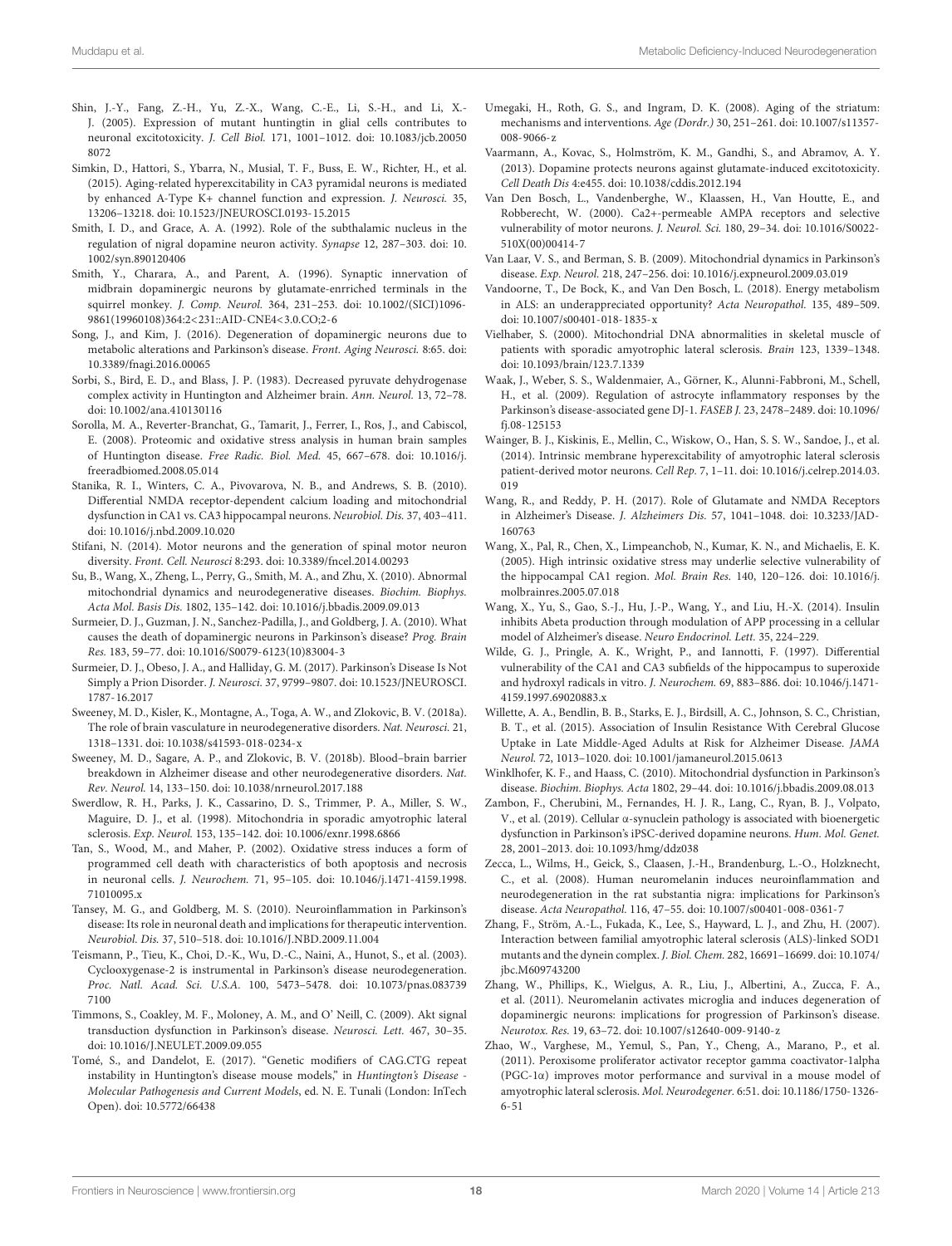Shin, J.-Y., Fang, Z.-H., Yu, Z.-X., Wang, C.-E., Li, S.-H., and Li, X.-J. (2005). Expression of mutant huntingtin in glial cells contributes to neuronal excitotoxicity. *J. Cell Biol.* 171, 1001–1012. doi: 10.1083/jcb.200508072

Simkin, D., Hattori, S., Ybarra, N., Musial, T. F., Buss, E. W., Richter, H., et al. (2015). Aging-related hyperexcitability in CA3 pyramidal neurons is mediated by enhanced A-Type K+ channel function and expression. *J. Neurosci.* 35, 13206–13218. doi: 10.1523/JNEUROSCI.0193-15.2015

Smith, I. D., and Grace, A. A. (1992). Role of the subthalamic nucleus in the regulation of nigral dopamine neuron activity. *Synapse* 12, 287–303. doi: 10.1002/syn.890120406

Smith, Y., Charara, A., and Parent, A. (1996). Synaptic innervation of midbrain dopaminergic neurons by glutamate-enrriched terminals in the squirrel monkey. *J. Comp. Neurol.* 364, 231–253. doi: 10.1002/(SICI)1096-9861(19960108)364:2<231::AID-CNE4<3.0.CO;2-6

Song, J., and Kim, J. (2016). Degeneration of dopaminergic neurons due to metabolic alterations and Parkinson's disease. *Front. Aging Neurosci.* 8:65. doi: 10.3389/fnagi.2016.00065

Sorbi, S., Bird, E. D., and Blass, J. P. (1983). Decreased pyruvate dehydrogenase complex activity in Huntington and Alzheimer brain. *Ann. Neurol.* 13, 72–78. doi: 10.1002/ana.410130116

Sorolla, M. A., Reverter-Branchat, G., Tamarit, J., Ferrer, I., Ros, J., and Cabiscol, E. (2008). Proteomic and oxidative stress analysis in human brain samples of Huntington disease. *Free Radic. Biol. Med.* 45, 667–678. doi: 10.1016/j.freeradbiomed.2008.05.014

Stanika, R. I., Winters, C. A., Pivovarova, N. B., and Andrews, S. B. (2010). Differential NMDA receptor-dependent calcium loading and mitochondrial dysfunction in CA1 vs. CA3 hippocampal neurons. *Neurobiol. Dis.* 37, 403–411. doi: 10.1016/j.nbd.2009.10.020

Stifani, N. (2014). Motor neurons and the generation of spinal motor neuron diversity. *Front. Cell. Neurosci* 8:293. doi: 10.3389/fncel.2014.00293

Su, B., Wang, X., Zheng, L., Perry, G., Smith, M. A., and Zhu, X. (2010). Abnormal mitochondrial dynamics and neurodegenerative diseases. *Biochim. Biophys. Acta Mol. Basis Dis.* 1802, 135–142. doi: 10.1016/j.bbadis.2009.09.013

Surmeier, D. J., Guzman, J. N., Sanchez-Padilla, J., and Goldberg, J. A. (2010). What causes the death of dopaminergic neurons in Parkinson's disease? *Prog. Brain Res.* 183, 59–77. doi: 10.1016/S0079-6123(10)83004-3

Surmeier, D. J., Obeso, J. A., and Halliday, G. M. (2017). Parkinson's Disease Is Not Simply a Prion Disorder. *J. Neurosci.* 37, 9799–9807. doi: 10.1523/JNEUROSCI.1787-16.2017

Sweeney, M. D., Kisler, K., Montagne, A., Toga, A. W., and Zlokovic, B. V. (2018a). The role of brain vasculature in neurodegenerative disorders. *Nat. Neurosci.* 21, 1318–1331. doi: 10.1038/s41593-018-0234-x

Sweeney, M. D., Sagare, A. P., and Zlokovic, B. V. (2018b). Blood–brain barrier breakdown in Alzheimer disease and other neurodegenerative disorders. *Nat. Rev. Neurol.* 14, 133–150. doi: 10.1038/nrneurol.2017.188

Swerdlow, R. H., Parks, J. K., Cassarino, D. S., Trimmer, P. A., Miller, S. W., Maguire, D. J., et al. (1998). Mitochondria in sporadic amyotrophic lateral sclerosis. *Exp. Neurol.* 153, 135–142. doi: 10.1006/exnr.1998.6866

Tan, S., Wood, M., and Maher, P. (2002). Oxidative stress induces a form of programmed cell death with characteristics of both apoptosis and necrosis in neuronal cells. *J. Neurochem.* 71, 95–105. doi: 10.1046/j.1471-4159.1998.71010095.x

Tansey, M. G., and Goldberg, M. S. (2010). Neuroinflammation in Parkinson's disease: Its role in neuronal death and implications for therapeutic intervention. *Neurobiol. Dis.* 37, 510–518. doi: 10.1016/J.NBD.2009.11.004

Teismann, P., Tieu, K., Choi, D.-K., Wu, D.-C., Naini, A., Hunot, S., et al. (2003). Cyclooxygenase-2 is instrumental in Parkinson's disease neurodegeneration. *Proc. Natl. Acad. Sci. U.S.A.* 100, 5473–5478. doi: 10.1073/pnas.0837397100

Timmons, S., Coakley, M. F., Moloney, A. M., and O' Neill, C. (2009). Akt signal transduction dysfunction in Parkinson's disease. *Neurosci. Lett.* 467, 30–35. doi: 10.1016/J.NEULET.2009.09.055

Tomé, S., and Dandelot, E. (2017). "Genetic modifiers of CAG.CTG repeat instability in Huntington's disease mouse models," in *Huntington's Disease - Molecular Pathogenesis and Current Models*, ed. N. E. Tunali (London: InTech Open). doi: 10.5772/66438

Umegaki, H., Roth, G. S., and Ingram, D. K. (2008). Aging of the striatum: mechanisms and interventions. *Age (Dordr.)* 30, 251–261. doi: 10.1007/s11357-008-9066-z

Vaarmann, A., Kovac, S., Holmström, K. M., Gandhi, S., and Abramov, A. Y. (2013). Dopamine protects neurons against glutamate-induced excitotoxicity. *Cell Death Dis* 4:e455. doi: 10.1038/cddis.2012.194

Van Den Bosch, L., Vandenberghe, W., Klaassen, H., Van Houtte, E., and Robberecht, W. (2000). Ca2+-permeable AMPA receptors and selective vulnerability of motor neurons. *J. Neurol. Sci.* 180, 29–34. doi: 10.1016/S0022-510X(00)00414-7

Van Laar, V. S., and Berman, S. B. (2009). Mitochondrial dynamics in Parkinson's disease. *Exp. Neurol.* 218, 247–256. doi: 10.1016/j.expneurol.2009.03.019

Vandoorne, T., De Bock, K., and Van Den Bosch, L. (2018). Energy metabolism in ALS: an underappreciated opportunity? *Acta Neuropathol.* 135, 489–509. doi: 10.1007/s00401-018-1835-x

Vielhaber, S. (2000). Mitochondrial DNA abnormalities in skeletal muscle of patients with sporadic amyotrophic lateral sclerosis. *Brain* 123, 1339–1348. doi: 10.1093/brain/123.7.1339

Waak, J., Weber, S. S., Waldenmaier, A., Görner, K., Alunni-Fabbroni, M., Schell, H., et al. (2009). Regulation of astrocyte inflammatory responses by the Parkinson's disease-associated gene DJ-1. *FASEB J.* 23, 2478–2489. doi: 10.1096/fj.08-125153

Wainger, B. J., Kiskinis, E., Mellin, C., Wiskow, O., Han, S. S. W., Sandoe, J., et al. (2014). Intrinsic membrane hyperexcitability of amyotrophic lateral sclerosis patient-derived motor neurons. *Cell Rep.* 7, 1–11. doi: 10.1016/j.celrep.2014.03.019

Wang, R., and Reddy, P. H. (2017). Role of Glutamate and NMDA Receptors in Alzheimer's Disease. *J. Alzheimers Dis.* 57, 1041–1048. doi: 10.3233/JAD-160763

Wang, X., Pal, R., Chen, X., Limpeanchob, N., Kumar, K. N., and Michaelis, E. K. (2005). High intrinsic oxidative stress may underlie selective vulnerability of the hippocampal CA1 region. *Mol. Brain Res.* 140, 120–126. doi: 10.1016/j.molbrainres.2005.07.018

Wang, X., Yu, S., Gao, S.-J., Hu, J.-P., Wang, Y., and Liu, H.-X. (2014). Insulin inhibits Abeta production through modulation of APP processing in a cellular model of Alzheimer's disease. *Neuro Endocrinol. Lett.* 35, 224–229.

Wilde, G. J., Pringle, A. K., Wright, P., and Iannotti, F. (1997). Differential vulnerability of the CA1 and CA3 subfields of the hippocampus to superoxide and hydroxyl radicals in vitro. *J. Neurochem.* 69, 883–886. doi: 10.1046/j.1471-4159.1997.69020883.x

Willette, A. A., Bendlin, B. B., Starks, E. J., Birdsill, A. C., Johnson, S. C., Christian, B. T., et al. (2015). Association of Insulin Resistance With Cerebral Glucose Uptake in Late Middle-Aged Adults at Risk for Alzheimer Disease. *JAMA Neurol.* 72, 1013–1020. doi: 10.1001/jamaneurol.2015.0613

Winklhofer, K. F., and Haass, C. (2010). Mitochondrial dysfunction in Parkinson's disease. *Biochim. Biophys. Acta* 1802, 29–44. doi: 10.1016/j.bbadis.2009.08.013

Zambon, F., Cherubini, M., Fernandes, H. J. R., Lang, C., Ryan, B. J., Volpato, V., et al. (2019). Cellular α-synuclein pathology is associated with bioenergetic dysfunction in Parkinson's iPSC-derived dopamine neurons. *Hum. Mol. Genet.* 28, 2001–2013. doi: 10.1093/hmg/ddz038

Zecca, L., Wilms, H., Geick, S., Claasen, J.-H., Brandenburg, L.-O., Holzknecht, C., et al. (2008). Human neuromelanin induces neuroinflammation and neurodegeneration in the rat substantia nigra: implications for Parkinson's disease. *Acta Neuropathol.* 116, 47–55. doi: 10.1007/s00401-008-0361-7

Zhang, F., Ström, A.-L., Fukada, K., Lee, S., Hayward, L. J., and Zhu, H. (2007). Interaction between familial amyotrophic lateral sclerosis (ALS)-linked SOD1 mutants and the dynein complex. *J. Biol. Chem.* 282, 16691–16699. doi: 10.1074/jbc.M609743200

Zhang, W., Phillips, K., Wielgus, A. R., Liu, J., Albertini, A., Zucca, F. A., et al. (2011). Neuromelanin activates microglia and induces degeneration of dopaminergic neurons: implications for progression of Parkinson's disease. *Neurotox. Res.* 19, 63–72. doi: 10.1007/s12640-009-9140-z

Zhao, W., Varghese, M., Yemul, S., Pan, Y., Cheng, A., Marano, P., et al. (2011). Peroxisome proliferator activator receptor gamma coactivator-1alpha (PGC-1α) improves motor performance and survival in a mouse model of amyotrophic lateral sclerosis. *Mol. Neurodegener.* 6:51. doi: 10.1186/1750-1326-6-51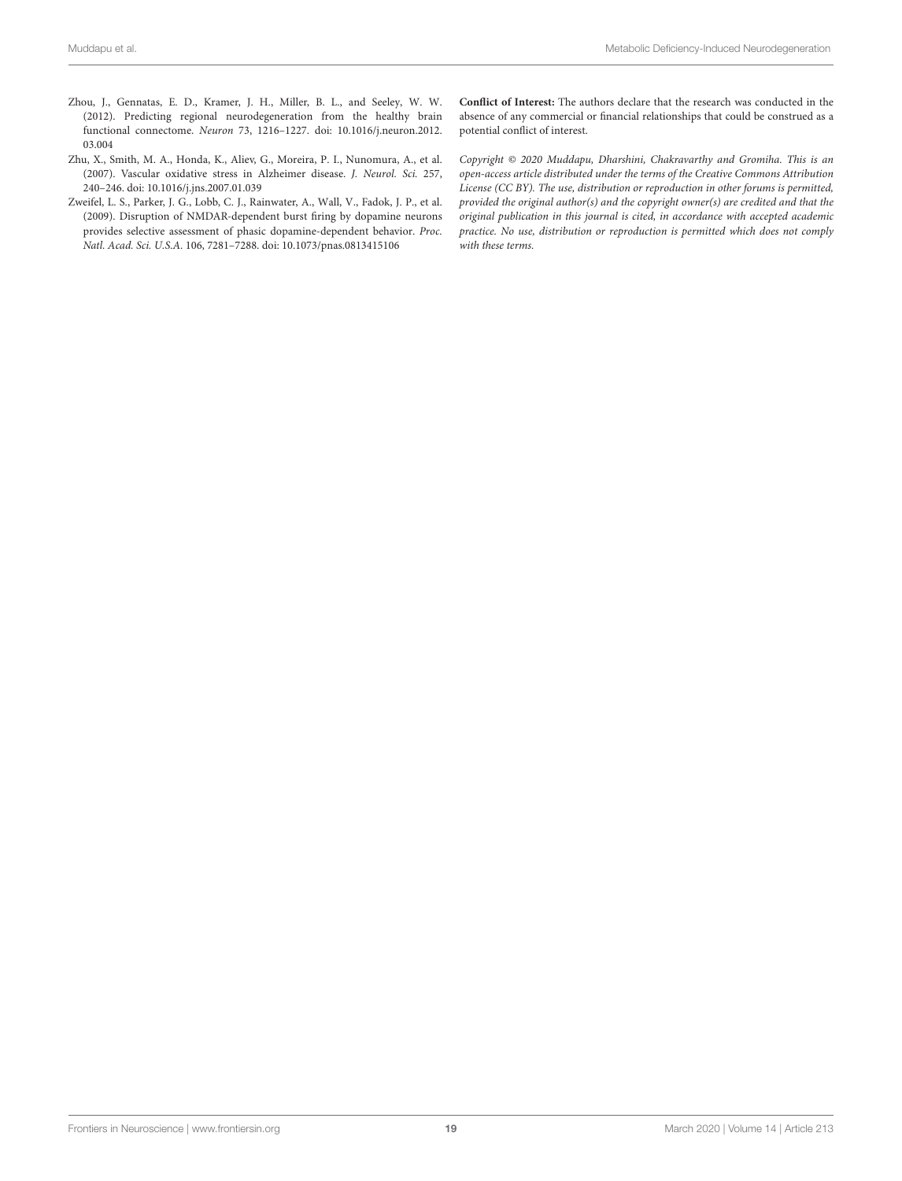Zhou, J., Gennatas, E. D., Kramer, J. H., Miller, B. L., and Seeley, W. W. (2012). Predicting regional neurodegeneration from the healthy brain functional connectome. *Neuron* 73, 1216–1227. doi: 10.1016/j.neuron.2012.03.004

Zhu, X., Smith, M. A., Honda, K., Aliev, G., Moreira, P. I., Nunomura, A., et al. (2007). Vascular oxidative stress in Alzheimer disease. *J. Neurol. Sci.* 257, 240–246. doi: 10.1016/j.jns.2007.01.039

Zweifel, L. S., Parker, J. G., Lobb, C. J., Rainwater, A., Wall, V., Fadok, J. P., et al. (2009). Disruption of NMDAR-dependent burst firing by dopamine neurons provides selective assessment of phasic dopamine-dependent behavior. *Proc. Natl. Acad. Sci. U.S.A.* 106, 7281–7288. doi: 10.1073/pnas.0813415106

**Conflict of Interest:** The authors declare that the research was conducted in the absence of any commercial or financial relationships that could be construed as a potential conflict of interest.

*Copyright © 2020 Muddapu, Dharshini, Chakravarthy and Gromiha. This is an open-access article distributed under the terms of the Creative Commons Attribution License (CC BY). The use, distribution or reproduction in other forums is permitted, provided the original author(s) and the copyright owner(s) are credited and that the original publication in this journal is cited, in accordance with accepted academic practice. No use, distribution or reproduction is permitted which does not comply with these terms.*